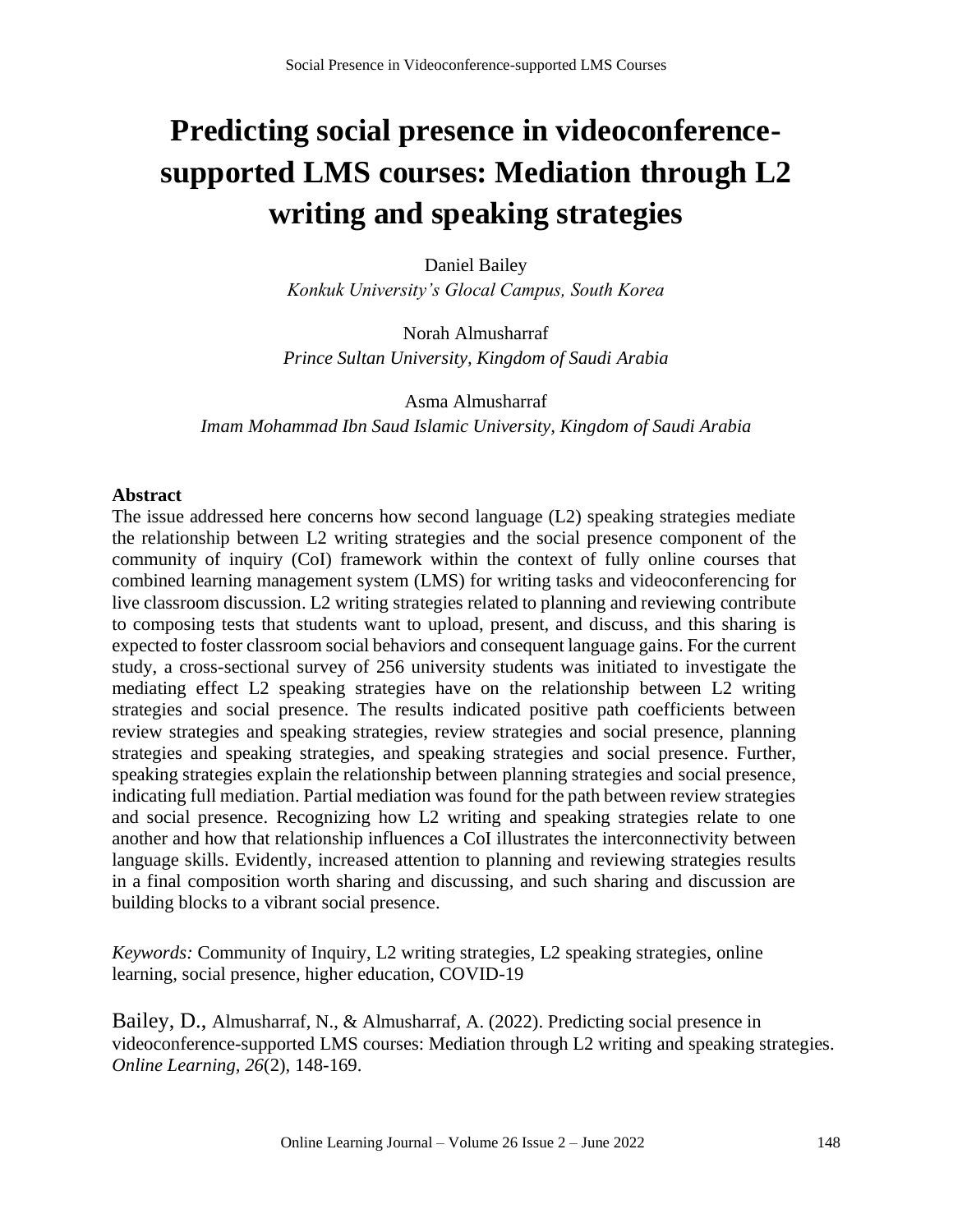# Predicting social presence in videoconference-supported LMS courses: Mediation through L2 writing and speaking strategies

Daniel Bailey
*Konkuk University's Glocal Campus, South Korea*

Norah Almusharraf
*Prince Sultan University, Kingdom of Saudi Arabia*

Asma Almusharraf
*Imam Mohammad Ibn Saud Islamic University, Kingdom of Saudi Arabia*

## Abstract

The issue addressed here concerns how second language (L2) speaking strategies mediate the relationship between L2 writing strategies and the social presence component of the community of inquiry (CoI) framework within the context of fully online courses that combined learning management system (LMS) for writing tasks and videoconferencing for live classroom discussion. L2 writing strategies related to planning and reviewing contribute to composing tests that students want to upload, present, and discuss, and this sharing is expected to foster classroom social behaviors and consequent language gains. For the current study, a cross-sectional survey of 256 university students was initiated to investigate the mediating effect L2 speaking strategies have on the relationship between L2 writing strategies and social presence. The results indicated positive path coefficients between review strategies and speaking strategies, review strategies and social presence, planning strategies and speaking strategies, and speaking strategies and social presence. Further, speaking strategies explain the relationship between planning strategies and social presence, indicating full mediation. Partial mediation was found for the path between review strategies and social presence. Recognizing how L2 writing and speaking strategies relate to one another and how that relationship influences a CoI illustrates the interconnectivity between language skills. Evidently, increased attention to planning and reviewing strategies results in a final composition worth sharing and discussing, and such sharing and discussion are building blocks to a vibrant social presence.

*Keywords:* Community of Inquiry, L2 writing strategies, L2 speaking strategies, online learning, social presence, higher education, COVID-19

Bailey, D., Almusharraf, N., & Almusharraf, A. (2022). Predicting social presence in videoconference-supported LMS courses: Mediation through L2 writing and speaking strategies. *Online Learning, 26*(2), 148-169.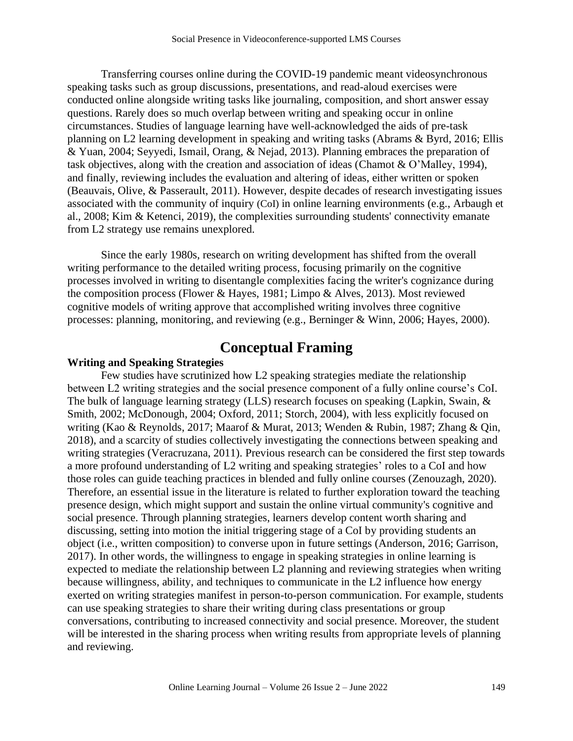Transferring courses online during the COVID-19 pandemic meant videosynchronous speaking tasks such as group discussions, presentations, and read-aloud exercises were conducted online alongside writing tasks like journaling, composition, and short answer essay questions. Rarely does so much overlap between writing and speaking occur in online circumstances. Studies of language learning have well-acknowledged the aids of pre-task planning on L2 learning development in speaking and writing tasks (Abrams & Byrd, 2016; Ellis & Yuan, 2004; Seyyedi, Ismail, Orang, & Nejad, 2013). Planning embraces the preparation of task objectives, along with the creation and association of ideas (Chamot & O'Malley, 1994), and finally, reviewing includes the evaluation and altering of ideas, either written or spoken (Beauvais, Olive, & Passerault, 2011). However, despite decades of research investigating issues associated with the community of inquiry (CoI) in online learning environments (e.g., Arbaugh et al., 2008; Kim & Ketenci, 2019), the complexities surrounding students' connectivity emanate from L2 strategy use remains unexplored.

Since the early 1980s, research on writing development has shifted from the overall writing performance to the detailed writing process, focusing primarily on the cognitive processes involved in writing to disentangle complexities facing the writer's cognizance during the composition process (Flower & Hayes, 1981; Limpo & Alves, 2013). Most reviewed cognitive models of writing approve that accomplished writing involves three cognitive processes: planning, monitoring, and reviewing (e.g., Berninger & Winn, 2006; Hayes, 2000).

# Conceptual Framing

### Writing and Speaking Strategies

Few studies have scrutinized how L2 speaking strategies mediate the relationship between L2 writing strategies and the social presence component of a fully online course's CoI. The bulk of language learning strategy (LLS) research focuses on speaking (Lapkin, Swain, & Smith, 2002; McDonough, 2004; Oxford, 2011; Storch, 2004), with less explicitly focused on writing (Kao & Reynolds, 2017; Maarof & Murat, 2013; Wenden & Rubin, 1987; Zhang & Qin, 2018), and a scarcity of studies collectively investigating the connections between speaking and writing strategies (Veracruzana, 2011). Previous research can be considered the first step towards a more profound understanding of L2 writing and speaking strategies' roles to a CoI and how those roles can guide teaching practices in blended and fully online courses (Zenouzagh, 2020). Therefore, an essential issue in the literature is related to further exploration toward the teaching presence design, which might support and sustain the online virtual community's cognitive and social presence. Through planning strategies, learners develop content worth sharing and discussing, setting into motion the initial triggering stage of a CoI by providing students an object (i.e., written composition) to converse upon in future settings (Anderson, 2016; Garrison, 2017). In other words, the willingness to engage in speaking strategies in online learning is expected to mediate the relationship between L2 planning and reviewing strategies when writing because willingness, ability, and techniques to communicate in the L2 influence how energy exerted on writing strategies manifest in person-to-person communication. For example, students can use speaking strategies to share their writing during class presentations or group conversations, contributing to increased connectivity and social presence. Moreover, the student will be interested in the sharing process when writing results from appropriate levels of planning and reviewing.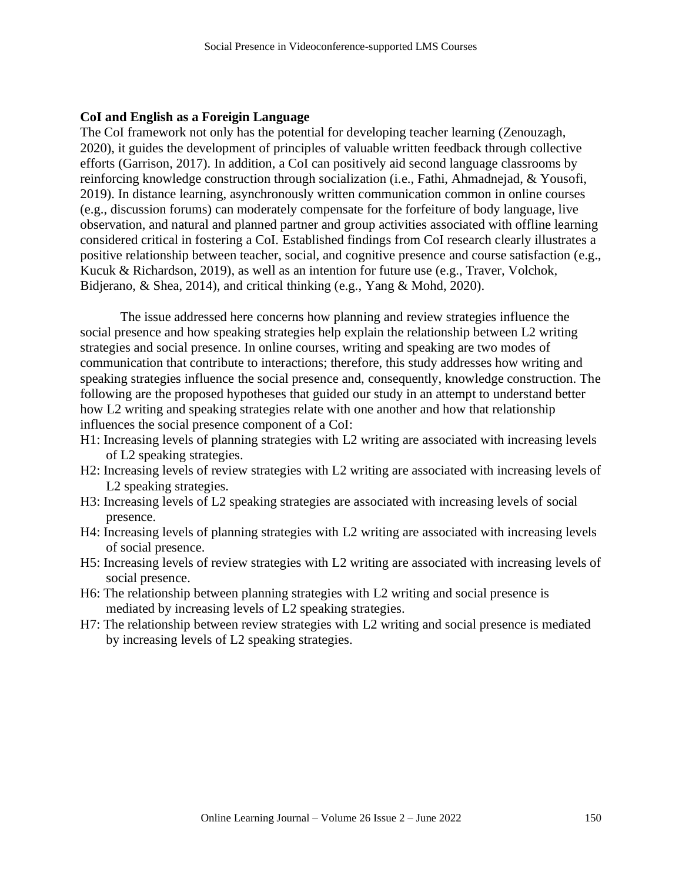### CoI and English as a Foreigin Language

The CoI framework not only has the potential for developing teacher learning (Zenouzagh, 2020), it guides the development of principles of valuable written feedback through collective efforts (Garrison, 2017). In addition, a CoI can positively aid second language classrooms by reinforcing knowledge construction through socialization (i.e., Fathi, Ahmadnejad, & Yousofi, 2019). In distance learning, asynchronously written communication common in online courses (e.g., discussion forums) can moderately compensate for the forfeiture of body language, live observation, and natural and planned partner and group activities associated with offline learning considered critical in fostering a CoI. Established findings from CoI research clearly illustrates a positive relationship between teacher, social, and cognitive presence and course satisfaction (e.g., Kucuk & Richardson, 2019), as well as an intention for future use (e.g., Traver, Volchok, Bidjerano, & Shea, 2014), and critical thinking (e.g., Yang & Mohd, 2020).

The issue addressed here concerns how planning and review strategies influence the social presence and how speaking strategies help explain the relationship between L2 writing strategies and social presence. In online courses, writing and speaking are two modes of communication that contribute to interactions; therefore, this study addresses how writing and speaking strategies influence the social presence and, consequently, knowledge construction. The following are the proposed hypotheses that guided our study in an attempt to understand better how L2 writing and speaking strategies relate with one another and how that relationship influences the social presence component of a CoI:

H1: Increasing levels of planning strategies with L2 writing are associated with increasing levels of L2 speaking strategies.

H2: Increasing levels of review strategies with L2 writing are associated with increasing levels of L2 speaking strategies.

H3: Increasing levels of L2 speaking strategies are associated with increasing levels of social presence.

H4: Increasing levels of planning strategies with L2 writing are associated with increasing levels of social presence.

H5: Increasing levels of review strategies with L2 writing are associated with increasing levels of social presence.

H6: The relationship between planning strategies with L2 writing and social presence is mediated by increasing levels of L2 speaking strategies.

H7: The relationship between review strategies with L2 writing and social presence is mediated by increasing levels of L2 speaking strategies.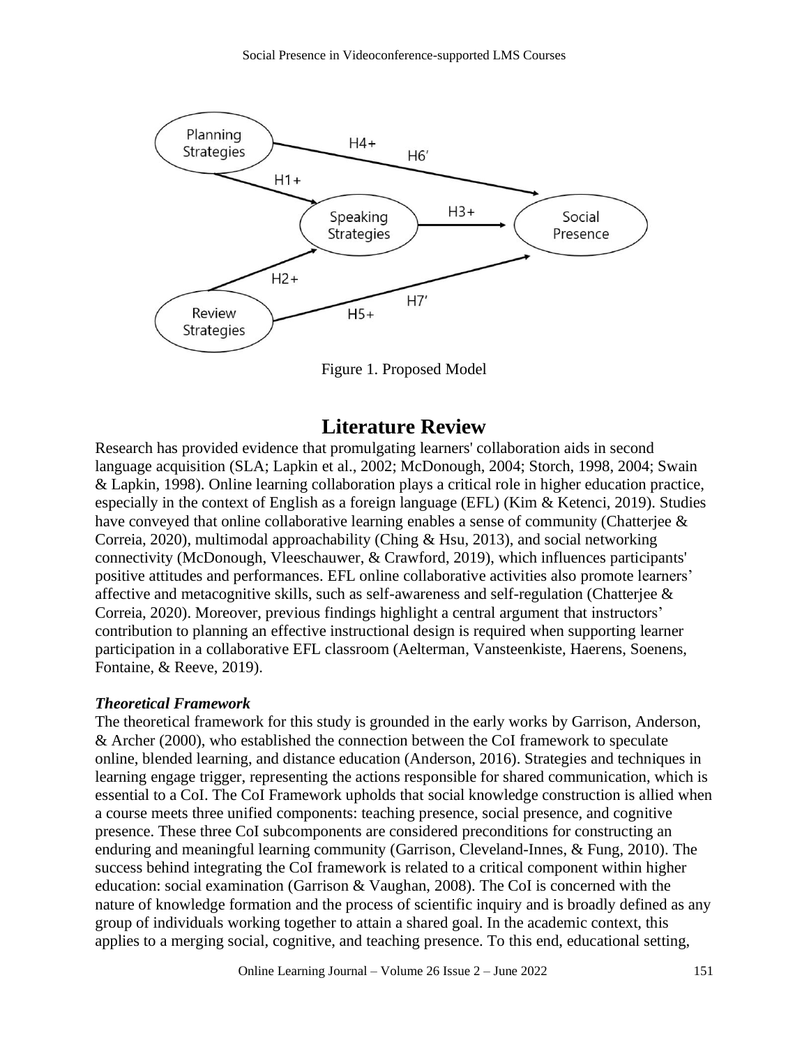Figure 1. Proposed Model

## Literature Review

Research has provided evidence that promulgating learners' collaboration aids in second language acquisition (SLA; Lapkin et al., 2002; McDonough, 2004; Storch, 1998, 2004; Swain & Lapkin, 1998). Online learning collaboration plays a critical role in higher education practice, especially in the context of English as a foreign language (EFL) (Kim & Ketenci, 2019). Studies have conveyed that online collaborative learning enables a sense of community (Chatterjee & Correia, 2020), multimodal approachability (Ching & Hsu, 2013), and social networking connectivity (McDonough, Vleeschauwer, & Crawford, 2019), which influences participants' positive attitudes and performances. EFL online collaborative activities also promote learners' affective and metacognitive skills, such as self-awareness and self-regulation (Chatterjee & Correia, 2020). Moreover, previous findings highlight a central argument that instructors' contribution to planning an effective instructional design is required when supporting learner participation in a collaborative EFL classroom (Aelterman, Vansteenkiste, Haerens, Soenens, Fontaine, & Reeve, 2019).

### *Theoretical Framework*

The theoretical framework for this study is grounded in the early works by Garrison, Anderson, & Archer (2000), who established the connection between the CoI framework to speculate online, blended learning, and distance education (Anderson, 2016). Strategies and techniques in learning engage trigger, representing the actions responsible for shared communication, which is essential to a CoI. The CoI Framework upholds that social knowledge construction is allied when a course meets three unified components: teaching presence, social presence, and cognitive presence. These three CoI subcomponents are considered preconditions for constructing an enduring and meaningful learning community (Garrison, Cleveland-Innes, & Fung, 2010). The success behind integrating the CoI framework is related to a critical component within higher education: social examination (Garrison & Vaughan, 2008). The CoI is concerned with the nature of knowledge formation and the process of scientific inquiry and is broadly defined as any group of individuals working together to attain a shared goal. In the academic context, this applies to a merging social, cognitive, and teaching presence. To this end, educational setting,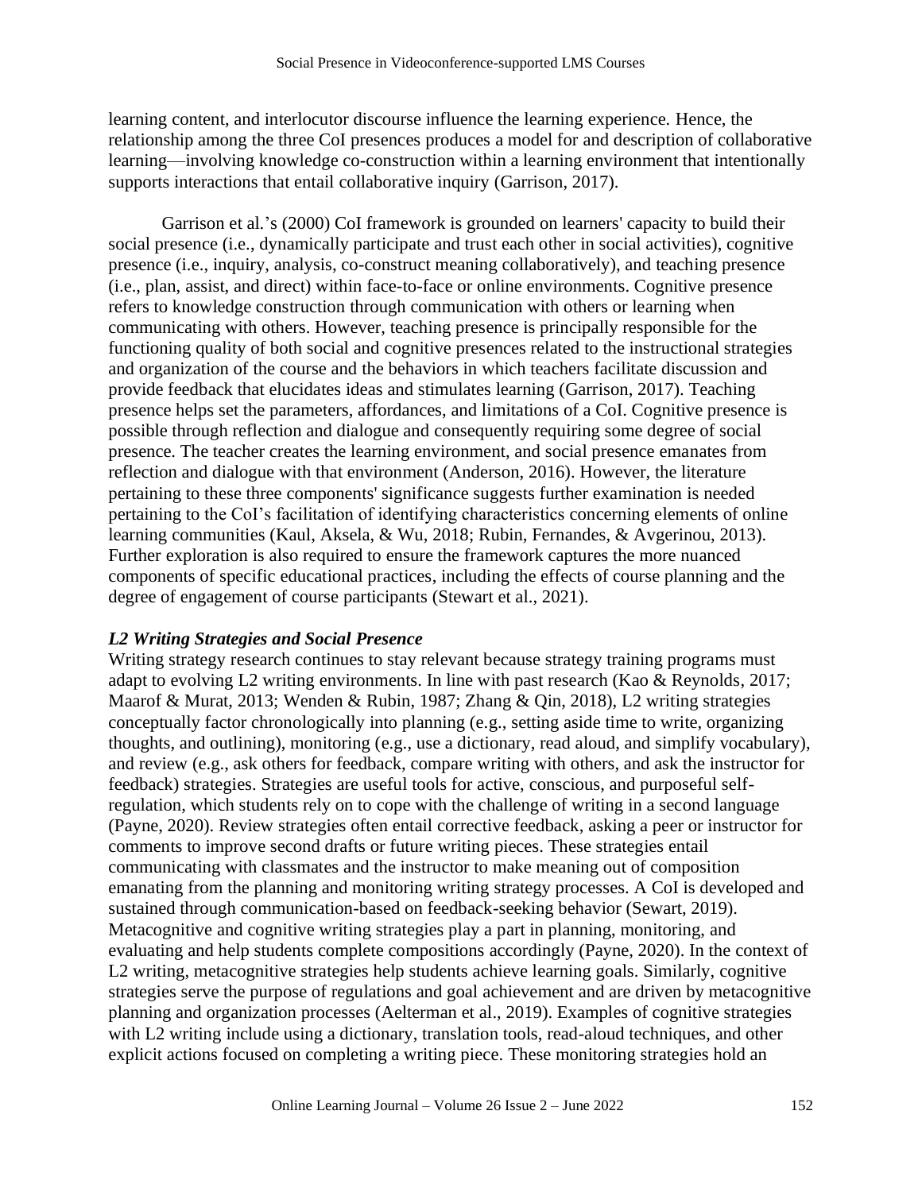learning content, and interlocutor discourse influence the learning experience. Hence, the relationship among the three CoI presences produces a model for and description of collaborative learning—involving knowledge co-construction within a learning environment that intentionally supports interactions that entail collaborative inquiry (Garrison, 2017).

Garrison et al.'s (2000) CoI framework is grounded on learners' capacity to build their social presence (i.e., dynamically participate and trust each other in social activities), cognitive presence (i.e., inquiry, analysis, co-construct meaning collaboratively), and teaching presence (i.e., plan, assist, and direct) within face-to-face or online environments. Cognitive presence refers to knowledge construction through communication with others or learning when communicating with others. However, teaching presence is principally responsible for the functioning quality of both social and cognitive presences related to the instructional strategies and organization of the course and the behaviors in which teachers facilitate discussion and provide feedback that elucidates ideas and stimulates learning (Garrison, 2017). Teaching presence helps set the parameters, affordances, and limitations of a CoI. Cognitive presence is possible through reflection and dialogue and consequently requiring some degree of social presence. The teacher creates the learning environment, and social presence emanates from reflection and dialogue with that environment (Anderson, 2016). However, the literature pertaining to these three components' significance suggests further examination is needed pertaining to the CoI's facilitation of identifying characteristics concerning elements of online learning communities (Kaul, Aksela, & Wu, 2018; Rubin, Fernandes, & Avgerinou, 2013). Further exploration is also required to ensure the framework captures the more nuanced components of specific educational practices, including the effects of course planning and the degree of engagement of course participants (Stewart et al., 2021).

### *L2 Writing Strategies and Social Presence*

Writing strategy research continues to stay relevant because strategy training programs must adapt to evolving L2 writing environments. In line with past research (Kao & Reynolds, 2017; Maarof & Murat, 2013; Wenden & Rubin, 1987; Zhang & Qin, 2018), L2 writing strategies conceptually factor chronologically into planning (e.g., setting aside time to write, organizing thoughts, and outlining), monitoring (e.g., use a dictionary, read aloud, and simplify vocabulary), and review (e.g., ask others for feedback, compare writing with others, and ask the instructor for feedback) strategies. Strategies are useful tools for active, conscious, and purposeful self-regulation, which students rely on to cope with the challenge of writing in a second language (Payne, 2020). Review strategies often entail corrective feedback, asking a peer or instructor for comments to improve second drafts or future writing pieces. These strategies entail communicating with classmates and the instructor to make meaning out of composition emanating from the planning and monitoring writing strategy processes. A CoI is developed and sustained through communication-based on feedback-seeking behavior (Sewart, 2019). Metacognitive and cognitive writing strategies play a part in planning, monitoring, and evaluating and help students complete compositions accordingly (Payne, 2020). In the context of L2 writing, metacognitive strategies help students achieve learning goals. Similarly, cognitive strategies serve the purpose of regulations and goal achievement and are driven by metacognitive planning and organization processes (Aelterman et al., 2019). Examples of cognitive strategies with L2 writing include using a dictionary, translation tools, read-aloud techniques, and other explicit actions focused on completing a writing piece. These monitoring strategies hold an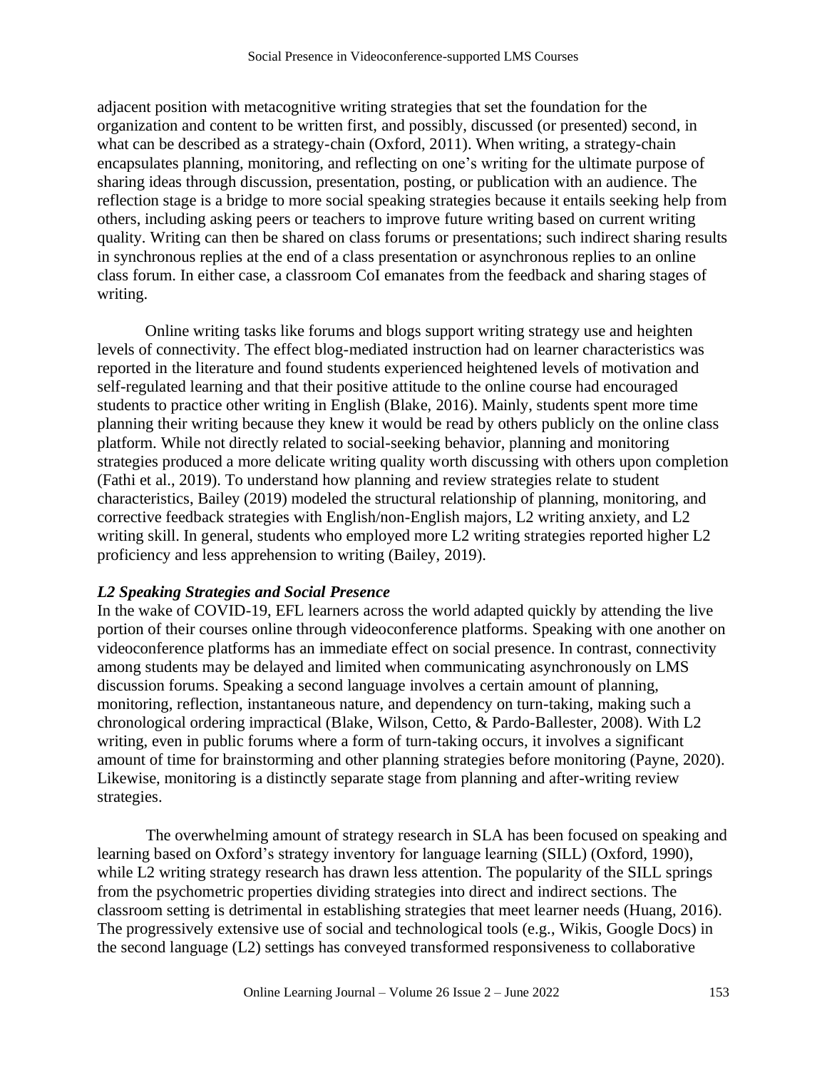adjacent position with metacognitive writing strategies that set the foundation for the organization and content to be written first, and possibly, discussed (or presented) second, in what can be described as a strategy-chain (Oxford, 2011). When writing, a strategy-chain encapsulates planning, monitoring, and reflecting on one's writing for the ultimate purpose of sharing ideas through discussion, presentation, posting, or publication with an audience. The reflection stage is a bridge to more social speaking strategies because it entails seeking help from others, including asking peers or teachers to improve future writing based on current writing quality. Writing can then be shared on class forums or presentations; such indirect sharing results in synchronous replies at the end of a class presentation or asynchronous replies to an online class forum. In either case, a classroom CoI emanates from the feedback and sharing stages of writing.

Online writing tasks like forums and blogs support writing strategy use and heighten levels of connectivity. The effect blog-mediated instruction had on learner characteristics was reported in the literature and found students experienced heightened levels of motivation and self-regulated learning and that their positive attitude to the online course had encouraged students to practice other writing in English (Blake, 2016). Mainly, students spent more time planning their writing because they knew it would be read by others publicly on the online class platform. While not directly related to social-seeking behavior, planning and monitoring strategies produced a more delicate writing quality worth discussing with others upon completion (Fathi et al., 2019). To understand how planning and review strategies relate to student characteristics, Bailey (2019) modeled the structural relationship of planning, monitoring, and corrective feedback strategies with English/non-English majors, L2 writing anxiety, and L2 writing skill. In general, students who employed more L2 writing strategies reported higher L2 proficiency and less apprehension to writing (Bailey, 2019).

### *L2 Speaking Strategies and Social Presence*

In the wake of COVID-19, EFL learners across the world adapted quickly by attending the live portion of their courses online through videoconference platforms. Speaking with one another on videoconference platforms has an immediate effect on social presence. In contrast, connectivity among students may be delayed and limited when communicating asynchronously on LMS discussion forums. Speaking a second language involves a certain amount of planning, monitoring, reflection, instantaneous nature, and dependency on turn-taking, making such a chronological ordering impractical (Blake, Wilson, Cetto, & Pardo-Ballester, 2008). With L2 writing, even in public forums where a form of turn-taking occurs, it involves a significant amount of time for brainstorming and other planning strategies before monitoring (Payne, 2020). Likewise, monitoring is a distinctly separate stage from planning and after-writing review strategies.

The overwhelming amount of strategy research in SLA has been focused on speaking and learning based on Oxford's strategy inventory for language learning (SILL) (Oxford, 1990), while L2 writing strategy research has drawn less attention. The popularity of the SILL springs from the psychometric properties dividing strategies into direct and indirect sections. The classroom setting is detrimental in establishing strategies that meet learner needs (Huang, 2016). The progressively extensive use of social and technological tools (e.g., Wikis, Google Docs) in the second language (L2) settings has conveyed transformed responsiveness to collaborative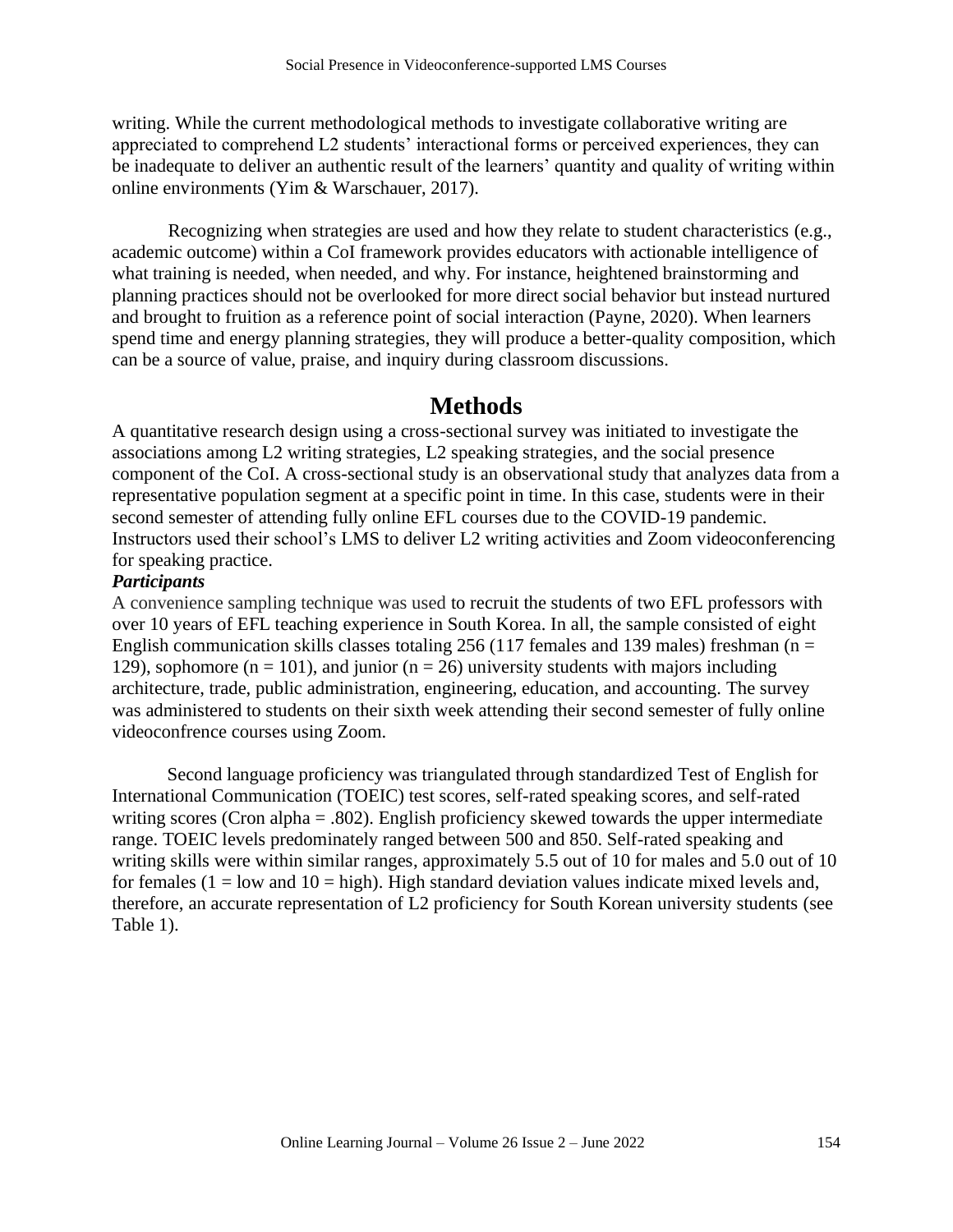writing. While the current methodological methods to investigate collaborative writing are appreciated to comprehend L2 students' interactional forms or perceived experiences, they can be inadequate to deliver an authentic result of the learners' quantity and quality of writing within online environments (Yim & Warschauer, 2017).

Recognizing when strategies are used and how they relate to student characteristics (e.g., academic outcome) within a CoI framework provides educators with actionable intelligence of what training is needed, when needed, and why. For instance, heightened brainstorming and planning practices should not be overlooked for more direct social behavior but instead nurtured and brought to fruition as a reference point of social interaction (Payne, 2020). When learners spend time and energy planning strategies, they will produce a better-quality composition, which can be a source of value, praise, and inquiry during classroom discussions.

# Methods

A quantitative research design using a cross-sectional survey was initiated to investigate the associations among L2 writing strategies, L2 speaking strategies, and the social presence component of the CoI. A cross-sectional study is an observational study that analyzes data from a representative population segment at a specific point in time. In this case, students were in their second semester of attending fully online EFL courses due to the COVID-19 pandemic. Instructors used their school's LMS to deliver L2 writing activities and Zoom videoconferencing for speaking practice.

### *Participants*

A convenience sampling technique was used to recruit the students of two EFL professors with over 10 years of EFL teaching experience in South Korea. In all, the sample consisted of eight English communication skills classes totaling 256 (117 females and 139 males) freshman ($n = 129$), sophomore ($n = 101$), and junior ($n = 26$) university students with majors including architecture, trade, public administration, engineering, education, and accounting. The survey was administered to students on their sixth week attending their second semester of fully online videoconfrence courses using Zoom.

Second language proficiency was triangulated through standardized Test of English for International Communication (TOEIC) test scores, self-rated speaking scores, and self-rated writing scores (Cron alpha = .802). English proficiency skewed towards the upper intermediate range. TOEIC levels predominately ranged between 500 and 850. Self-rated speaking and writing skills were within similar ranges, approximately 5.5 out of 10 for males and 5.0 out of 10 for females (1 = low and 10 = high). High standard deviation values indicate mixed levels and, therefore, an accurate representation of L2 proficiency for South Korean university students (see Table 1).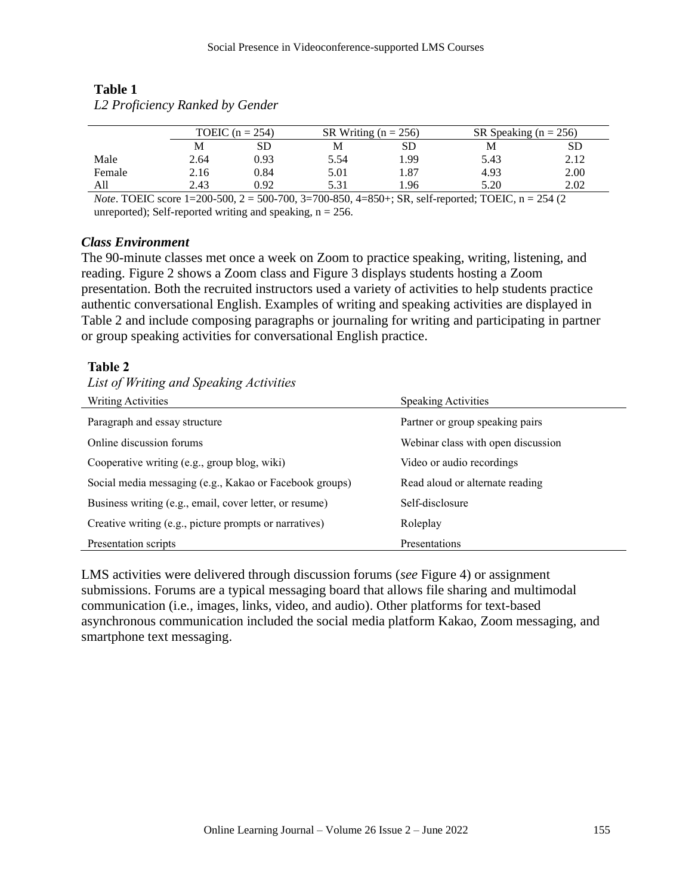**Table 1**
*L2 Proficiency Ranked by Gender*

| | TOEIC (n = 254) | | SR Writing (n = 256) | | SR Speaking (n = 256) | |
|---|---|---|---|---|---|---|
| | M | SD | M | SD | M | SD |
| Male | 2.64 | 0.93 | 5.54 | 1.99 | 5.43 | 2.12 |
| Female | 2.16 | 0.84 | 5.01 | 1.87 | 4.93 | 2.00 |
| All | 2.43 | 0.92 | 5.31 | 1.96 | 5.20 | 2.02 |

*Note*. TOEIC score 1=200-500, 2 = 500-700, 3=700-850, 4=850+; SR, self-reported; TOEIC, n = 254 (2 unreported); Self-reported writing and speaking, n = 256.

### *Class Environment*

The 90-minute classes met once a week on Zoom to practice speaking, writing, listening, and reading. Figure 2 shows a Zoom class and Figure 3 displays students hosting a Zoom presentation. Both the recruited instructors used a variety of activities to help students practice authentic conversational English. Examples of writing and speaking activities are displayed in Table 2 and include composing paragraphs or journaling for writing and participating in partner or group speaking activities for conversational English practice.

**Table 2**
*List of Writing and Speaking Activities*

| Writing Activities | Speaking Activities |
|---|---|
| Paragraph and essay structure | Partner or group speaking pairs |
| Online discussion forums | Webinar class with open discussion |
| Cooperative writing (e.g., group blog, wiki) | Video or audio recordings |
| Social media messaging (e.g., Kakao or Facebook groups) | Read aloud or alternate reading |
| Business writing (e.g., email, cover letter, or resume) | Self-disclosure |
| Creative writing (e.g., picture prompts or narratives) | Roleplay |
| Presentation scripts | Presentations |

LMS activities were delivered through discussion forums (*see* Figure 4) or assignment submissions. Forums are a typical messaging board that allows file sharing and multimodal communication (i.e., images, links, video, and audio). Other platforms for text-based asynchronous communication included the social media platform Kakao, Zoom messaging, and smartphone text messaging.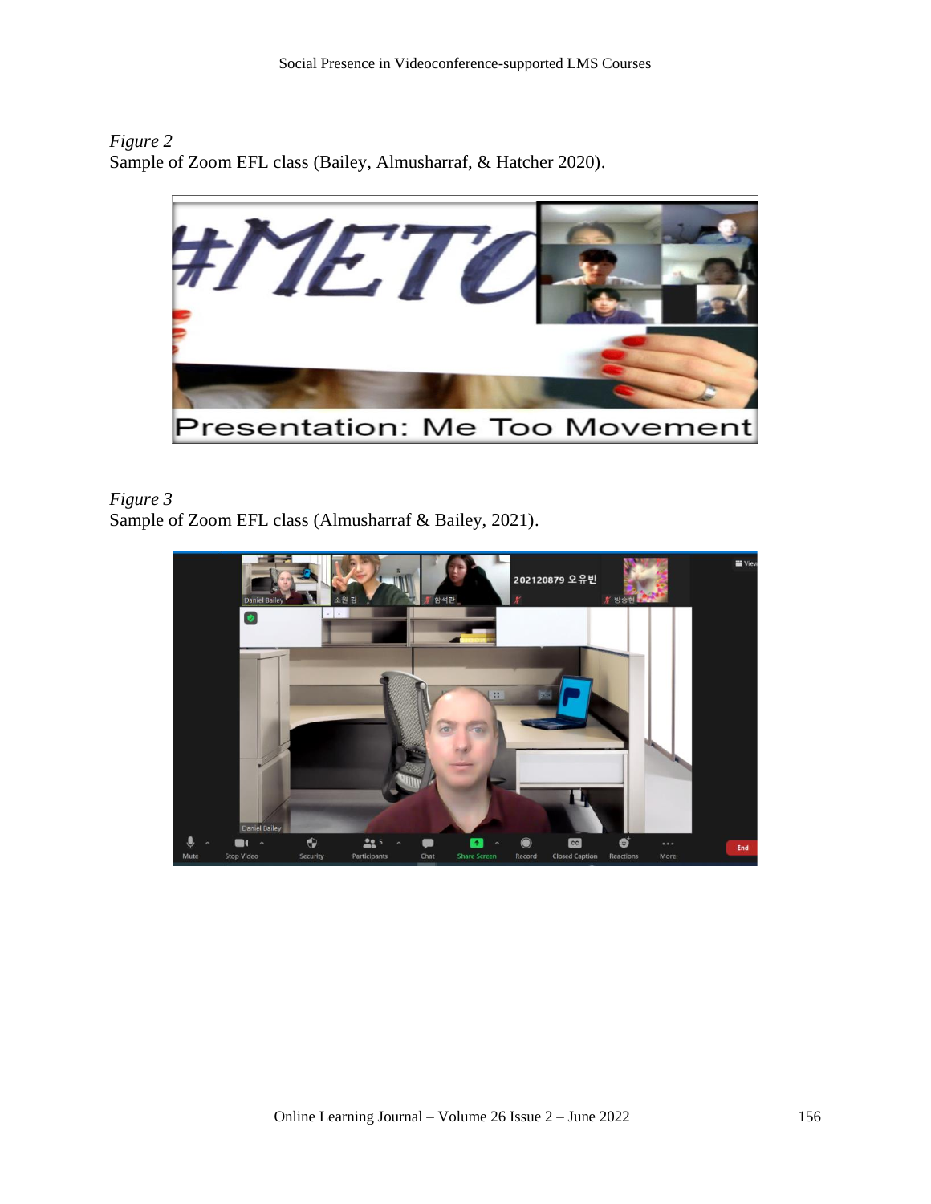*Figure 2*
Sample of Zoom EFL class (Bailey, Almusharraf, & Hatcher 2020).

*Figure 3*
Sample of Zoom EFL class (Almusharraf & Bailey, 2021).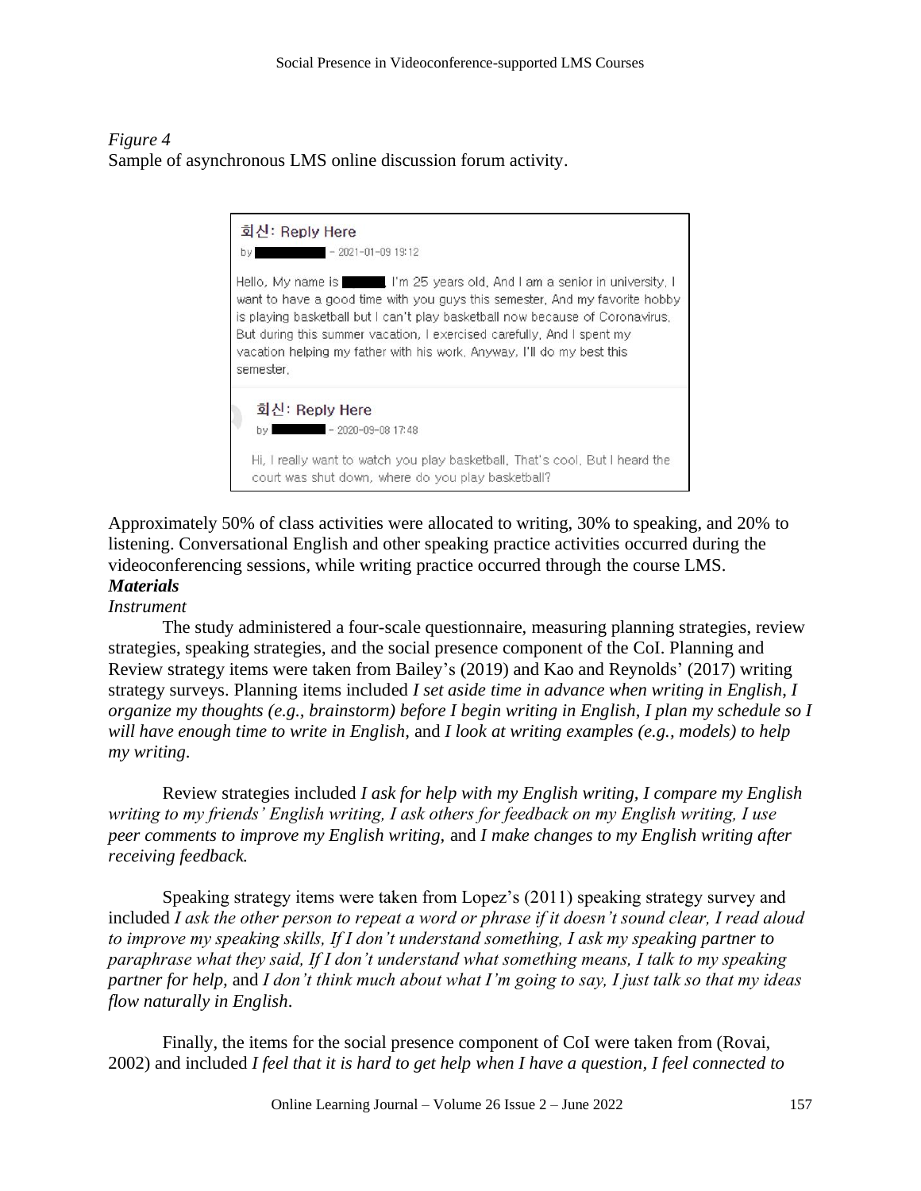*Figure 4*
Sample of asynchronous LMS online discussion forum activity.

회신: Reply Here
by ████ – 2021-01-09 19:12

Hello, My name is ████. I'm 25 years old. And I am a senior in university. I want to have a good time with you guys this semester. And my favorite hobby is playing basketball but I can't play basketball now because of Coronavirus. But during this summer vacation, I exercised carefully. And I spent my vacation helping my father with his work. Anyway, I'll do my best this semester.

회신: Reply Here
by ████ – 2020-09-08 17:48

Hi, I really want to watch you play basketball. That's cool. But I heard the court was shut down. where do you play basketball?

Approximately 50% of class activities were allocated to writing, 30% to speaking, and 20% to listening. Conversational English and other speaking practice activities occurred during the videoconferencing sessions, while writing practice occurred through the course LMS.

### *Materials*

*Instrument*

The study administered a four-scale questionnaire, measuring planning strategies, review strategies, speaking strategies, and the social presence component of the CoI. Planning and Review strategy items were taken from Bailey's (2019) and Kao and Reynolds' (2017) writing strategy surveys. Planning items included *I set aside time in advance when writing in English*, *I organize my thoughts (e.g., brainstorm) before I begin writing in English*, *I plan my schedule so I will have enough time to write in English,* and *I look at writing examples (e.g., models) to help my writing*.

Review strategies included *I ask for help with my English writing, I compare my English writing to my friends' English writing, I ask others for feedback on my English writing, I use peer comments to improve my English writing,* and *I make changes to my English writing after receiving feedback.*

Speaking strategy items were taken from Lopez's (2011) speaking strategy survey and included *I ask the other person to repeat a word or phrase if it doesn't sound clear, I read aloud to improve my speaking skills, If I don't understand something, I ask my speaking partner to paraphrase what they said, If I don't understand what something means, I talk to my speaking partner for help,* and *I don't think much about what I'm going to say, I just talk so that my ideas flow naturally in English*.

Finally, the items for the social presence component of CoI were taken from (Rovai, 2002) and included *I feel that it is hard to get help when I have a question, I feel connected to*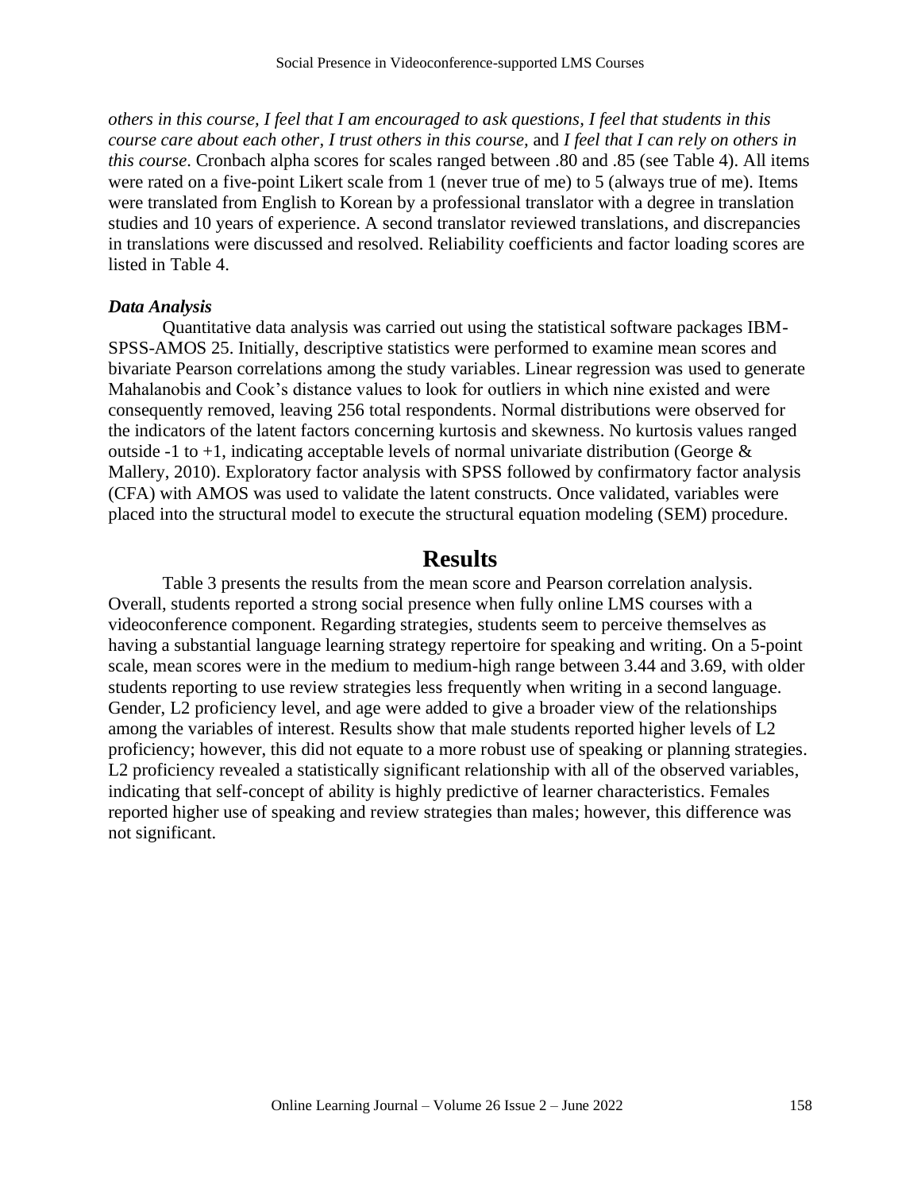*others in this course, I feel that I am encouraged to ask questions, I feel that students in this course care about each other, I trust others in this course,* and *I feel that I can rely on others in this course*. Cronbach alpha scores for scales ranged between .80 and .85 (see Table 4). All items were rated on a five-point Likert scale from 1 (never true of me) to 5 (always true of me). Items were translated from English to Korean by a professional translator with a degree in translation studies and 10 years of experience. A second translator reviewed translations, and discrepancies in translations were discussed and resolved. Reliability coefficients and factor loading scores are listed in Table 4.

### *Data Analysis*

Quantitative data analysis was carried out using the statistical software packages IBM-SPSS-AMOS 25. Initially, descriptive statistics were performed to examine mean scores and bivariate Pearson correlations among the study variables. Linear regression was used to generate Mahalanobis and Cook's distance values to look for outliers in which nine existed and were consequently removed, leaving 256 total respondents. Normal distributions were observed for the indicators of the latent factors concerning kurtosis and skewness. No kurtosis values ranged outside -1 to +1, indicating acceptable levels of normal univariate distribution (George & Mallery, 2010). Exploratory factor analysis with SPSS followed by confirmatory factor analysis (CFA) with AMOS was used to validate the latent constructs. Once validated, variables were placed into the structural model to execute the structural equation modeling (SEM) procedure.

## Results

Table 3 presents the results from the mean score and Pearson correlation analysis. Overall, students reported a strong social presence when fully online LMS courses with a videoconference component. Regarding strategies, students seem to perceive themselves as having a substantial language learning strategy repertoire for speaking and writing. On a 5-point scale, mean scores were in the medium to medium-high range between 3.44 and 3.69, with older students reporting to use review strategies less frequently when writing in a second language. Gender, L2 proficiency level, and age were added to give a broader view of the relationships among the variables of interest. Results show that male students reported higher levels of L2 proficiency; however, this did not equate to a more robust use of speaking or planning strategies. L2 proficiency revealed a statistically significant relationship with all of the observed variables, indicating that self-concept of ability is highly predictive of learner characteristics. Females reported higher use of speaking and review strategies than males; however, this difference was not significant.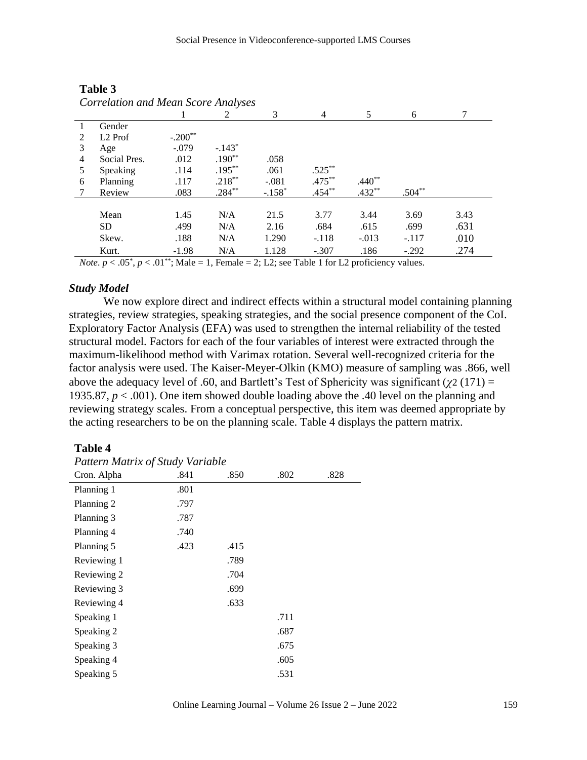**Table 3**

*Correlation and Mean Score Analyses*

| | | 1 | 2 | 3 | 4 | 5 | 6 | 7 |
|---|---|---|---|---|---|---|---|---|
| 1 | Gender | | | | | | | |
| 2 | L2 Prof | $-.200^{**}$ | | | | | | |
| 3 | Age | -.079 | $-.143^{*}$ | | | | | |
| 4 | Social Pres. | .012 | $.190^{**}$ | .058 | | | | |
| 5 | Speaking | .114 | $.195^{**}$ | .061 | $.525^{**}$ | | | |
| 6 | Planning | .117 | $.218^{**}$ | -.081 | $.475^{**}$ | $.440^{**}$ | | |
| 7 | Review | .083 | $.284^{**}$ | $-.158^{*}$ | $.454^{**}$ | $.432^{**}$ | $.504^{**}$ | |
| | Mean | 1.45 | N/A | 21.5 | 3.77 | 3.44 | 3.69 | 3.43 |
| | SD | .499 | N/A | 2.16 | .684 | .615 | .699 | .631 |
| | Skew. | .188 | N/A | 1.290 | -.118 | -.013 | -.117 | .010 |
| | Kurt. | -1.98 | N/A | 1.128 | -.307 | .186 | -.292 | .274 |

*Note.* $p < .05^{*}$, $p < .01^{**}$; Male = 1, Female = 2; L2; see Table 1 for L2 proficiency values.

### *Study Model*

We now explore direct and indirect effects within a structural model containing planning strategies, review strategies, speaking strategies, and the social presence component of the CoI. Exploratory Factor Analysis (EFA) was used to strengthen the internal reliability of the tested structural model. Factors for each of the four variables of interest were extracted through the maximum-likelihood method with Varimax rotation. Several well-recognized criteria for the factor analysis were used. The Kaiser-Meyer-Olkin (KMO) measure of sampling was .866, well above the adequacy level of .60, and Bartlett's Test of Sphericity was significant ($\chi 2$ (171) = 1935.87, $p < .001$). One item showed double loading above the .40 level on the planning and reviewing strategy scales. From a conceptual perspective, this item was deemed appropriate by the acting researchers to be on the planning scale. Table 4 displays the pattern matrix.

**Table 4**

*Pattern Matrix of Study Variable*

| Cron. Alpha | .841 | .850 | .802 | .828 |
|---|---|---|---|---|
| Planning 1 | .801 | | | |
| Planning 2 | .797 | | | |
| Planning 3 | .787 | | | |
| Planning 4 | .740 | | | |
| Planning 5 | .423 | .415 | | |
| Reviewing 1 | | .789 | | |
| Reviewing 2 | | .704 | | |
| Reviewing 3 | | .699 | | |
| Reviewing 4 | | .633 | | |
| Speaking 1 | | | .711 | |
| Speaking 2 | | | .687 | |
| Speaking 3 | | | .675 | |
| Speaking 4 | | | .605 | |
| Speaking 5 | | | .531 | |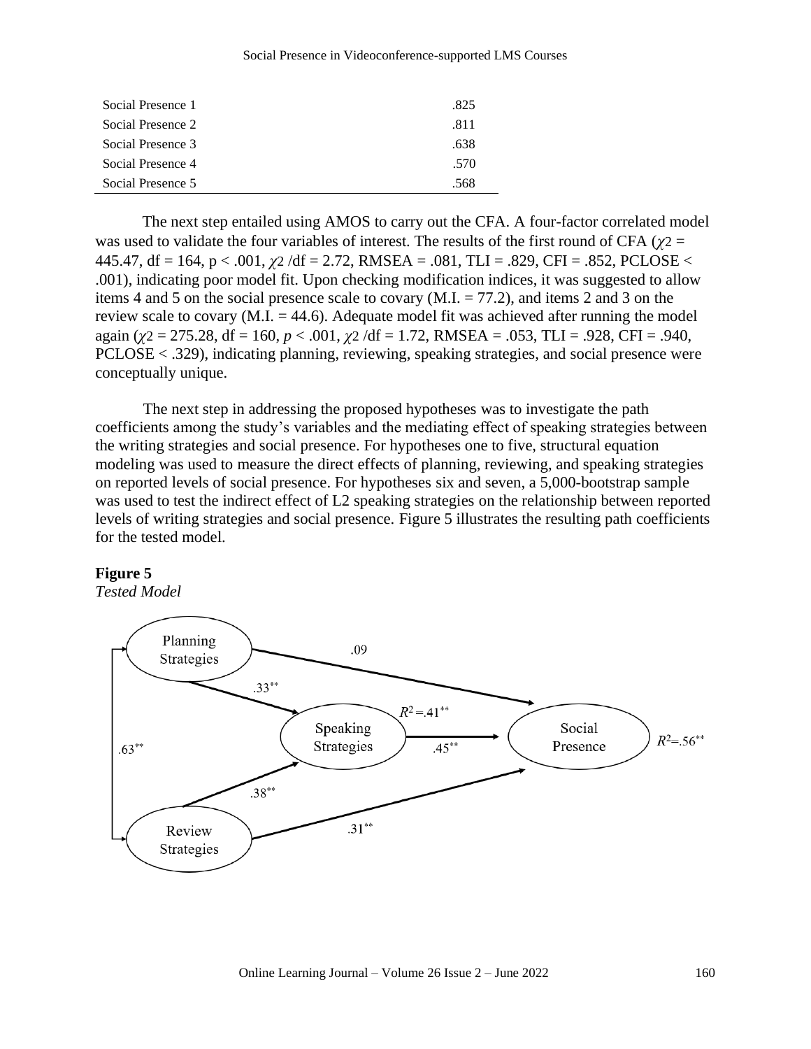| | |
|---|---|
| Social Presence 1 | .825 |
| Social Presence 2 | .811 |
| Social Presence 3 | .638 |
| Social Presence 4 | .570 |
| Social Presence 5 | .568 |

The next step entailed using AMOS to carry out the CFA. A four-factor correlated model was used to validate the four variables of interest. The results of the first round of CFA ($\chi2$ = 445.47, df = 164, p < .001, $\chi2$ /df = 2.72, RMSEA = .081, TLI = .829, CFI = .852, PCLOSE < .001), indicating poor model fit. Upon checking modification indices, it was suggested to allow items 4 and 5 on the social presence scale to covary (M.I. = 77.2), and items 2 and 3 on the review scale to covary (M.I. = 44.6). Adequate model fit was achieved after running the model again ($\chi2$ = 275.28, df = 160, *p* < .001, $\chi2$ /df = 1.72, RMSEA = .053, TLI = .928, CFI = .940, PCLOSE < .329), indicating planning, reviewing, speaking strategies, and social presence were conceptually unique.

The next step in addressing the proposed hypotheses was to investigate the path coefficients among the study's variables and the mediating effect of speaking strategies between the writing strategies and social presence. For hypotheses one to five, structural equation modeling was used to measure the direct effects of planning, reviewing, and speaking strategies on reported levels of social presence. For hypotheses six and seven, a 5,000-bootstrap sample was used to test the indirect effect of L2 speaking strategies on the relationship between reported levels of writing strategies and social presence. Figure 5 illustrates the resulting path coefficients for the tested model.

**Figure 5**
*Tested Model*

Planning Strategies → Social Presence: .09
Planning Strategies → Speaking Strategies: .33**
Review Strategies → Speaking Strategies: .38**
Speaking Strategies → Social Presence: .45**
Review Strategies → Social Presence: .31**
Planning Strategies ↔ Review Strategies: .63**
Speaking Strategies: $R^2$ = .41**
Social Presence: $R^2$ = .56**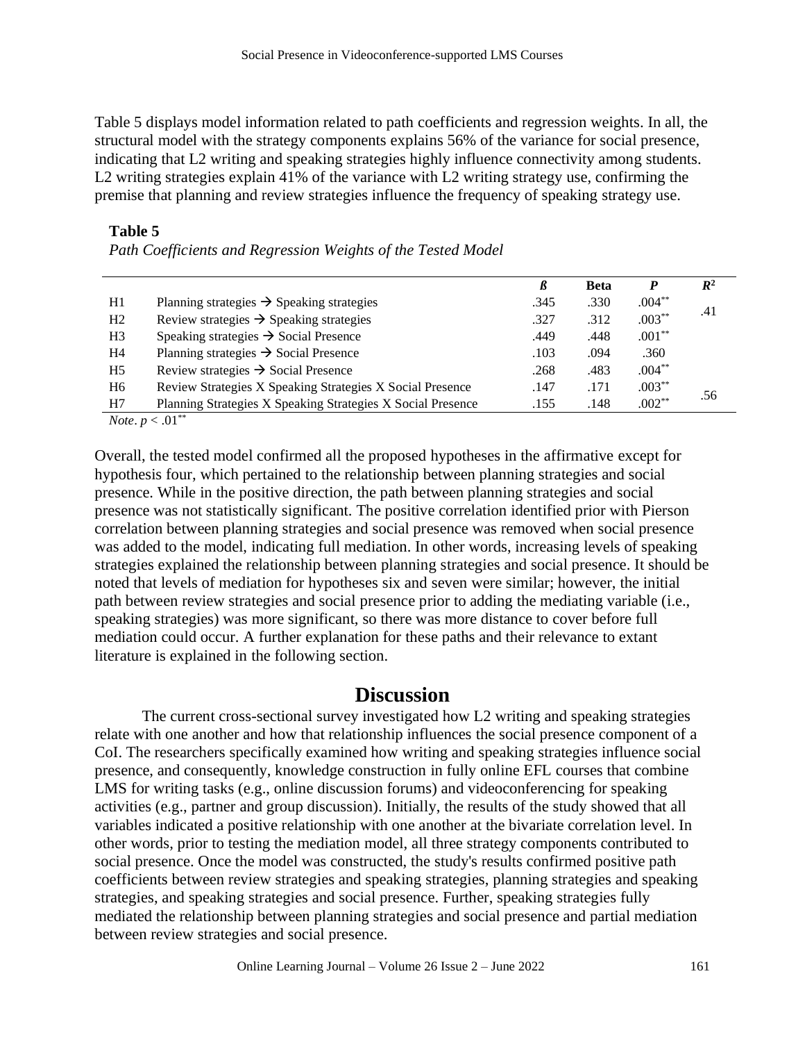Table 5 displays model information related to path coefficients and regression weights. In all, the structural model with the strategy components explains 56% of the variance for social presence, indicating that L2 writing and speaking strategies highly influence connectivity among students. L2 writing strategies explain 41% of the variance with L2 writing strategy use, confirming the premise that planning and review strategies influence the frequency of speaking strategy use.

**Table 5**

*Path Coefficients and Regression Weights of the Tested Model*

| | | ß | Beta | P | $R^2$ |
|---|---|---|---|---|---|
| H1 | Planning strategies → Speaking strategies | .345 | .330 | .004** | .41 |
| H2 | Review strategies → Speaking strategies | .327 | .312 | .003** | |
| H3 | Speaking strategies → Social Presence | .449 | .448 | .001** | .56 |
| H4 | Planning strategies → Social Presence | .103 | .094 | .360 | |
| H5 | Review strategies → Social Presence | .268 | .483 | .004** | |
| H6 | Review Strategies X Speaking Strategies X Social Presence | .147 | .171 | .003** | |
| H7 | Planning Strategies X Speaking Strategies X Social Presence | .155 | .148 | .002** | |

*Note*. $p < .01$**

Overall, the tested model confirmed all the proposed hypotheses in the affirmative except for hypothesis four, which pertained to the relationship between planning strategies and social presence. While in the positive direction, the path between planning strategies and social presence was not statistically significant. The positive correlation identified prior with Pierson correlation between planning strategies and social presence was removed when social presence was added to the model, indicating full mediation. In other words, increasing levels of speaking strategies explained the relationship between planning strategies and social presence. It should be noted that levels of mediation for hypotheses six and seven were similar; however, the initial path between review strategies and social presence prior to adding the mediating variable (i.e., speaking strategies) was more significant, so there was more distance to cover before full mediation could occur. A further explanation for these paths and their relevance to extant literature is explained in the following section.

# Discussion

The current cross-sectional survey investigated how L2 writing and speaking strategies relate with one another and how that relationship influences the social presence component of a CoI. The researchers specifically examined how writing and speaking strategies influence social presence, and consequently, knowledge construction in fully online EFL courses that combine LMS for writing tasks (e.g., online discussion forums) and videoconferencing for speaking activities (e.g., partner and group discussion). Initially, the results of the study showed that all variables indicated a positive relationship with one another at the bivariate correlation level. In other words, prior to testing the mediation model, all three strategy components contributed to social presence. Once the model was constructed, the study's results confirmed positive path coefficients between review strategies and speaking strategies, planning strategies and speaking strategies, and speaking strategies and social presence. Further, speaking strategies fully mediated the relationship between planning strategies and social presence and partial mediation between review strategies and social presence.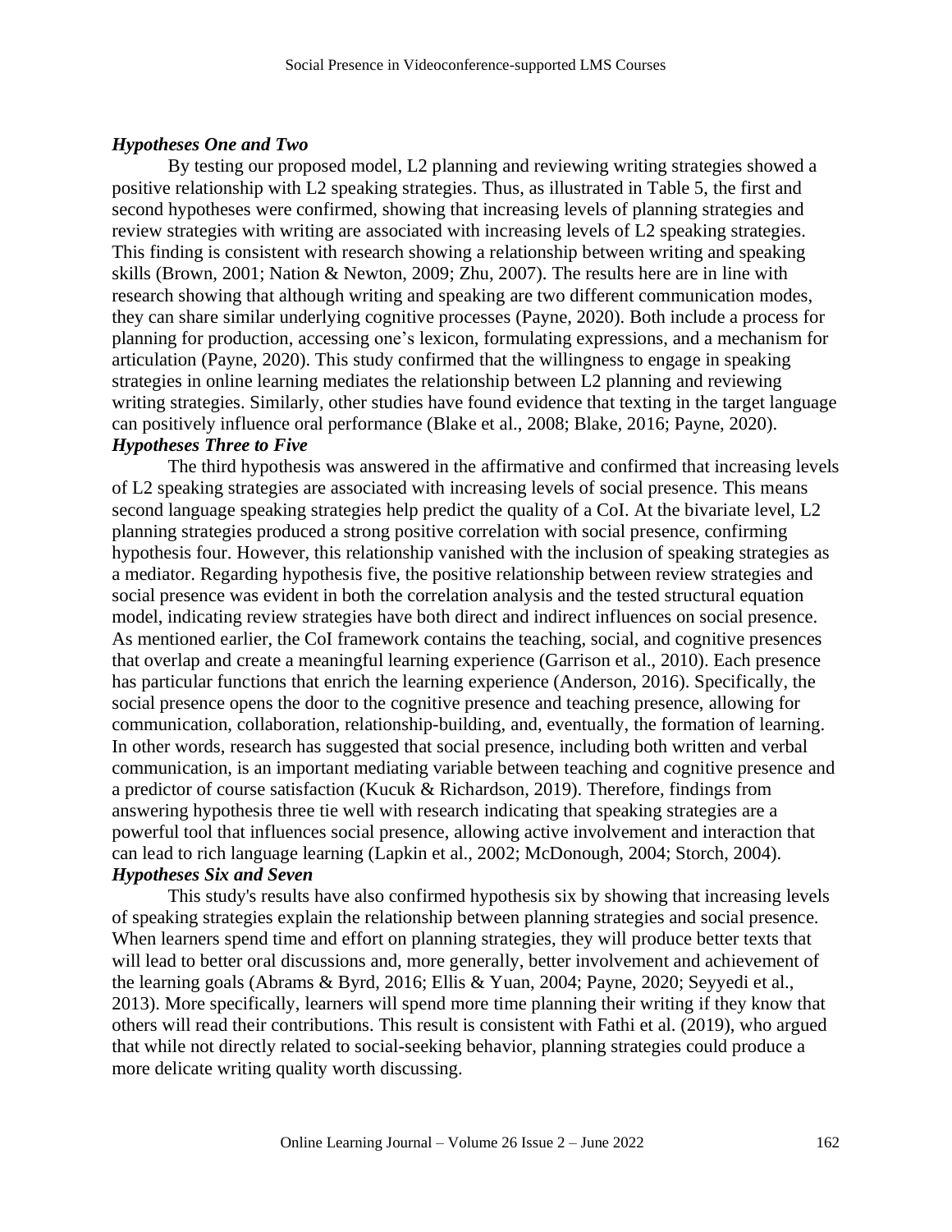### *Hypotheses One and Two*

By testing our proposed model, L2 planning and reviewing writing strategies showed a positive relationship with L2 speaking strategies. Thus, as illustrated in Table 5, the first and second hypotheses were confirmed, showing that increasing levels of planning strategies and review strategies with writing are associated with increasing levels of L2 speaking strategies. This finding is consistent with research showing a relationship between writing and speaking skills (Brown, 2001; Nation & Newton, 2009; Zhu, 2007). The results here are in line with research showing that although writing and speaking are two different communication modes, they can share similar underlying cognitive processes (Payne, 2020). Both include a process for planning for production, accessing one's lexicon, formulating expressions, and a mechanism for articulation (Payne, 2020). This study confirmed that the willingness to engage in speaking strategies in online learning mediates the relationship between L2 planning and reviewing writing strategies. Similarly, other studies have found evidence that texting in the target language can positively influence oral performance (Blake et al., 2008; Blake, 2016; Payne, 2020).

### *Hypotheses Three to Five*

The third hypothesis was answered in the affirmative and confirmed that increasing levels of L2 speaking strategies are associated with increasing levels of social presence. This means second language speaking strategies help predict the quality of a CoI. At the bivariate level, L2 planning strategies produced a strong positive correlation with social presence, confirming hypothesis four. However, this relationship vanished with the inclusion of speaking strategies as a mediator. Regarding hypothesis five, the positive relationship between review strategies and social presence was evident in both the correlation analysis and the tested structural equation model, indicating review strategies have both direct and indirect influences on social presence. As mentioned earlier, the CoI framework contains the teaching, social, and cognitive presences that overlap and create a meaningful learning experience (Garrison et al., 2010). Each presence has particular functions that enrich the learning experience (Anderson, 2016). Specifically, the social presence opens the door to the cognitive presence and teaching presence, allowing for communication, collaboration, relationship-building, and, eventually, the formation of learning. In other words, research has suggested that social presence, including both written and verbal communication, is an important mediating variable between teaching and cognitive presence and a predictor of course satisfaction (Kucuk & Richardson, 2019). Therefore, findings from answering hypothesis three tie well with research indicating that speaking strategies are a powerful tool that influences social presence, allowing active involvement and interaction that can lead to rich language learning (Lapkin et al., 2002; McDonough, 2004; Storch, 2004).

### *Hypotheses Six and Seven*

This study's results have also confirmed hypothesis six by showing that increasing levels of speaking strategies explain the relationship between planning strategies and social presence. When learners spend time and effort on planning strategies, they will produce better texts that will lead to better oral discussions and, more generally, better involvement and achievement of the learning goals (Abrams & Byrd, 2016; Ellis & Yuan, 2004; Payne, 2020; Seyyedi et al., 2013). More specifically, learners will spend more time planning their writing if they know that others will read their contributions. This result is consistent with Fathi et al. (2019), who argued that while not directly related to social-seeking behavior, planning strategies could produce a more delicate writing quality worth discussing.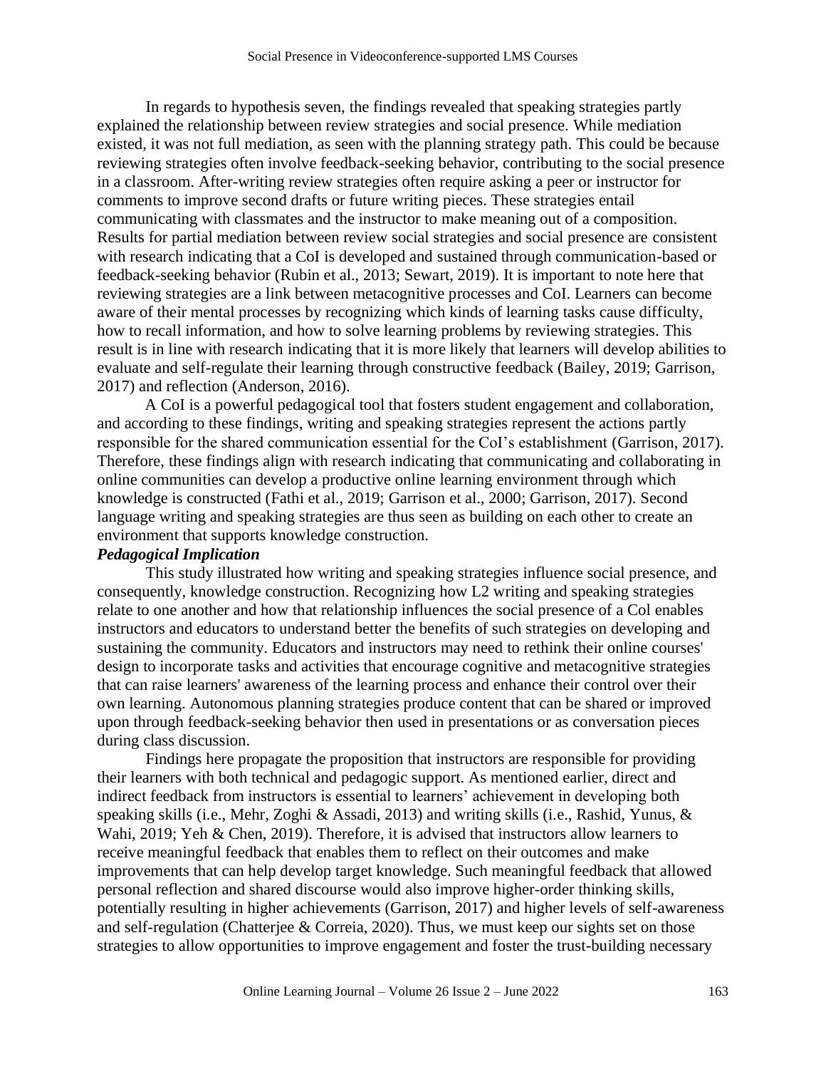In regards to hypothesis seven, the findings revealed that speaking strategies partly explained the relationship between review strategies and social presence. While mediation existed, it was not full mediation, as seen with the planning strategy path. This could be because reviewing strategies often involve feedback-seeking behavior, contributing to the social presence in a classroom. After-writing review strategies often require asking a peer or instructor for comments to improve second drafts or future writing pieces. These strategies entail communicating with classmates and the instructor to make meaning out of a composition. Results for partial mediation between review social strategies and social presence are consistent with research indicating that a CoI is developed and sustained through communication-based or feedback-seeking behavior (Rubin et al., 2013; Sewart, 2019). It is important to note here that reviewing strategies are a link between metacognitive processes and CoI. Learners can become aware of their mental processes by recognizing which kinds of learning tasks cause difficulty, how to recall information, and how to solve learning problems by reviewing strategies. This result is in line with research indicating that it is more likely that learners will develop abilities to evaluate and self-regulate their learning through constructive feedback (Bailey, 2019; Garrison, 2017) and reflection (Anderson, 2016).

A CoI is a powerful pedagogical tool that fosters student engagement and collaboration, and according to these findings, writing and speaking strategies represent the actions partly responsible for the shared communication essential for the CoI's establishment (Garrison, 2017). Therefore, these findings align with research indicating that communicating and collaborating in online communities can develop a productive online learning environment through which knowledge is constructed (Fathi et al., 2019; Garrison et al., 2000; Garrison, 2017). Second language writing and speaking strategies are thus seen as building on each other to create an environment that supports knowledge construction.

### *Pedagogical Implication*

This study illustrated how writing and speaking strategies influence social presence, and consequently, knowledge construction. Recognizing how L2 writing and speaking strategies relate to one another and how that relationship influences the social presence of a Col enables instructors and educators to understand better the benefits of such strategies on developing and sustaining the community. Educators and instructors may need to rethink their online courses' design to incorporate tasks and activities that encourage cognitive and metacognitive strategies that can raise learners' awareness of the learning process and enhance their control over their own learning. Autonomous planning strategies produce content that can be shared or improved upon through feedback-seeking behavior then used in presentations or as conversation pieces during class discussion.

Findings here propagate the proposition that instructors are responsible for providing their learners with both technical and pedagogic support. As mentioned earlier, direct and indirect feedback from instructors is essential to learners' achievement in developing both speaking skills (i.e., Mehr, Zoghi & Assadi, 2013) and writing skills (i.e., Rashid, Yunus, & Wahi, 2019; Yeh & Chen, 2019). Therefore, it is advised that instructors allow learners to receive meaningful feedback that enables them to reflect on their outcomes and make improvements that can help develop target knowledge. Such meaningful feedback that allowed personal reflection and shared discourse would also improve higher-order thinking skills, potentially resulting in higher achievements (Garrison, 2017) and higher levels of self-awareness and self-regulation (Chatterjee & Correia, 2020). Thus, we must keep our sights set on those strategies to allow opportunities to improve engagement and foster the trust-building necessary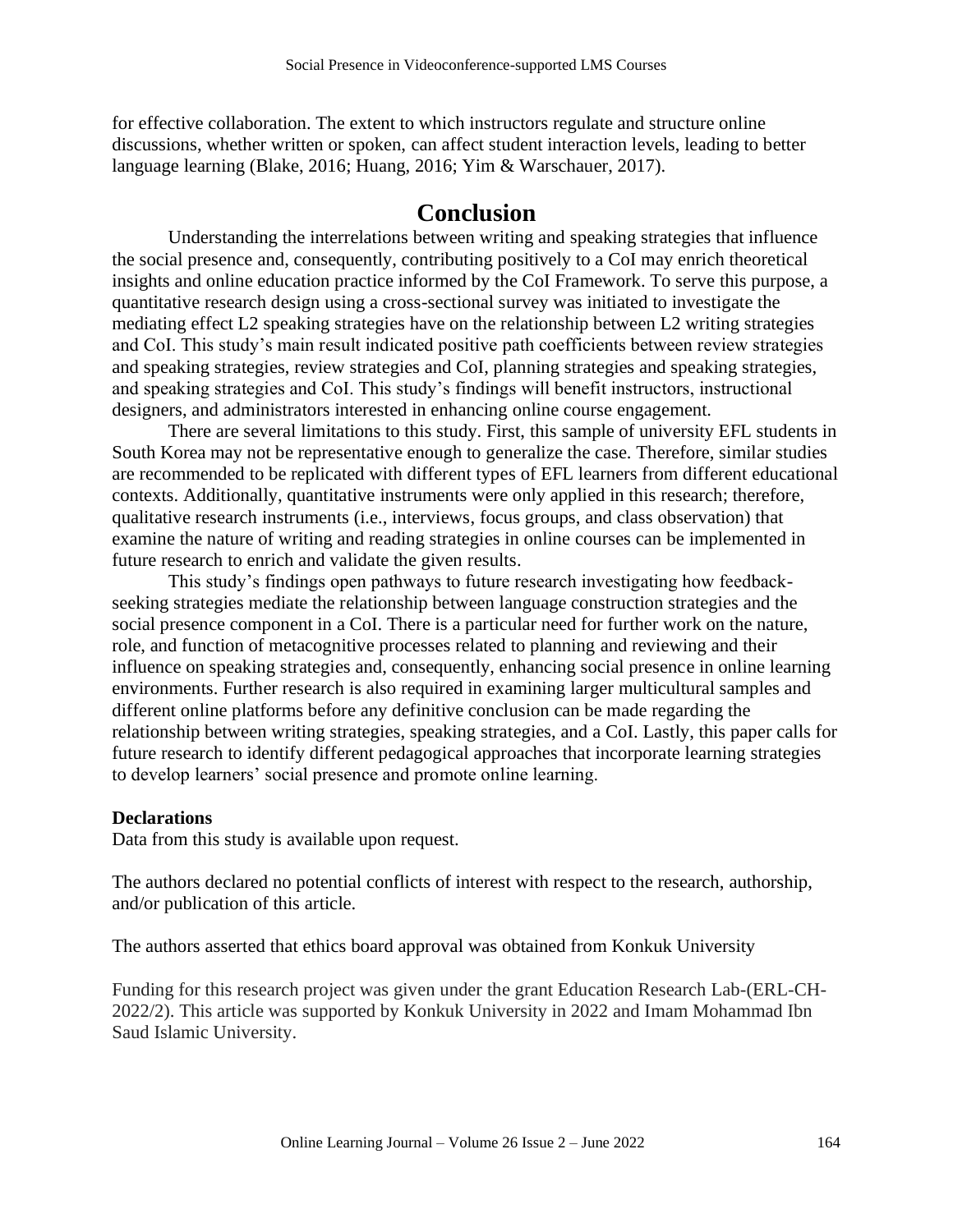for effective collaboration. The extent to which instructors regulate and structure online discussions, whether written or spoken, can affect student interaction levels, leading to better language learning (Blake, 2016; Huang, 2016; Yim & Warschauer, 2017).

# Conclusion

Understanding the interrelations between writing and speaking strategies that influence the social presence and, consequently, contributing positively to a CoI may enrich theoretical insights and online education practice informed by the CoI Framework. To serve this purpose, a quantitative research design using a cross-sectional survey was initiated to investigate the mediating effect L2 speaking strategies have on the relationship between L2 writing strategies and CoI. This study's main result indicated positive path coefficients between review strategies and speaking strategies, review strategies and CoI, planning strategies and speaking strategies, and speaking strategies and CoI. This study's findings will benefit instructors, instructional designers, and administrators interested in enhancing online course engagement.

There are several limitations to this study. First, this sample of university EFL students in South Korea may not be representative enough to generalize the case. Therefore, similar studies are recommended to be replicated with different types of EFL learners from different educational contexts. Additionally, quantitative instruments were only applied in this research; therefore, qualitative research instruments (i.e., interviews, focus groups, and class observation) that examine the nature of writing and reading strategies in online courses can be implemented in future research to enrich and validate the given results.

This study's findings open pathways to future research investigating how feedback-seeking strategies mediate the relationship between language construction strategies and the social presence component in a CoI. There is a particular need for further work on the nature, role, and function of metacognitive processes related to planning and reviewing and their influence on speaking strategies and, consequently, enhancing social presence in online learning environments. Further research is also required in examining larger multicultural samples and different online platforms before any definitive conclusion can be made regarding the relationship between writing strategies, speaking strategies, and a CoI. Lastly, this paper calls for future research to identify different pedagogical approaches that incorporate learning strategies to develop learners' social presence and promote online learning.

**Declarations**

Data from this study is available upon request.

The authors declared no potential conflicts of interest with respect to the research, authorship, and/or publication of this article.

The authors asserted that ethics board approval was obtained from Konkuk University

Funding for this research project was given under the grant Education Research Lab-(ERL-CH-2022/2). This article was supported by Konkuk University in 2022 and Imam Mohammad Ibn Saud Islamic University.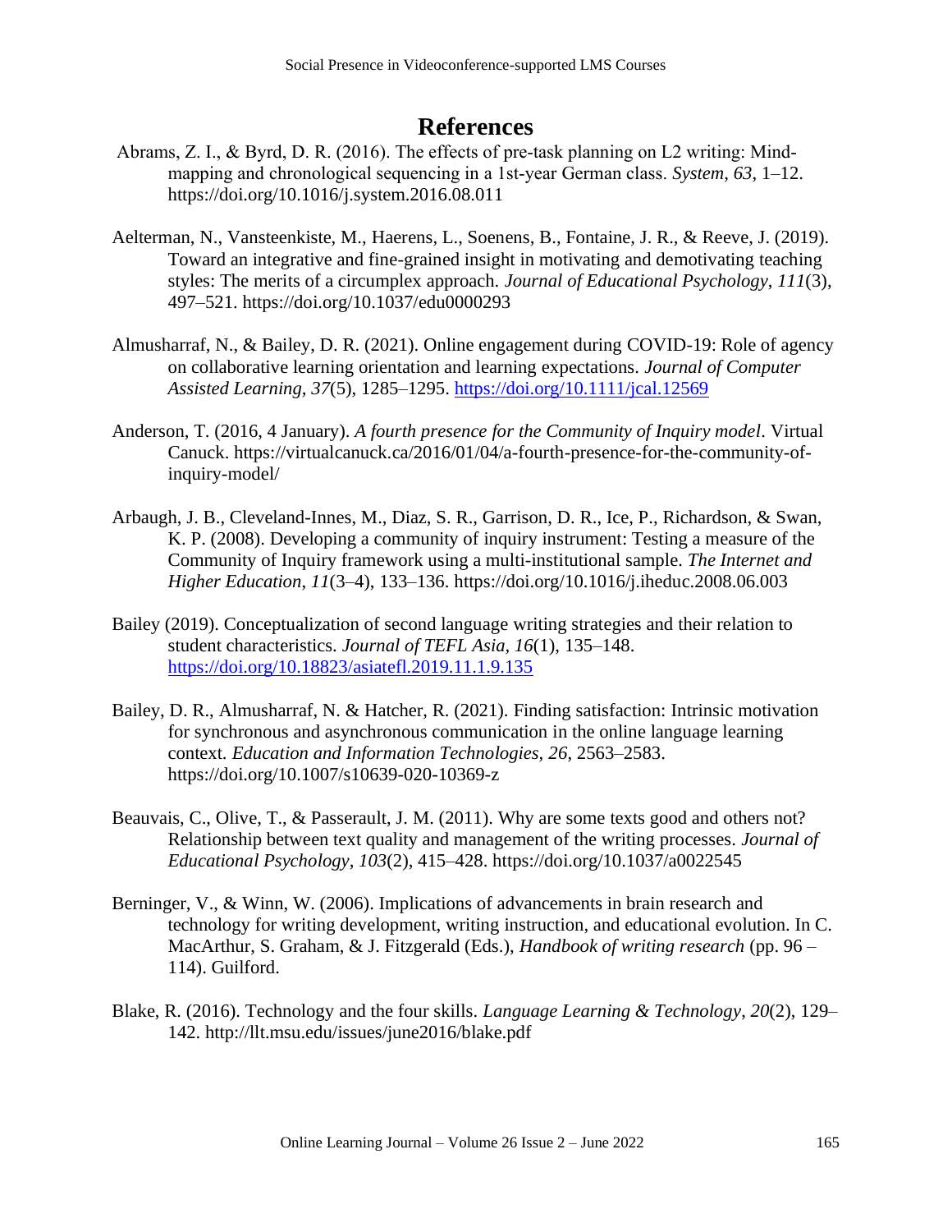# References

Abrams, Z. I., & Byrd, D. R. (2016). The effects of pre-task planning on L2 writing: Mind-mapping and chronological sequencing in a 1st-year German class. *System*, *63*, 1–12. https://doi.org/10.1016/j.system.2016.08.011

Aelterman, N., Vansteenkiste, M., Haerens, L., Soenens, B., Fontaine, J. R., & Reeve, J. (2019). Toward an integrative and fine-grained insight in motivating and demotivating teaching styles: The merits of a circumplex approach. *Journal of Educational Psychology*, *111*(3), 497–521. https://doi.org/10.1037/edu0000293

Almusharraf, N., & Bailey, D. R. (2021). Online engagement during COVID-19: Role of agency on collaborative learning orientation and learning expectations. *Journal of Computer Assisted Learning*, *37*(5), 1285–1295. https://doi.org/10.1111/jcal.12569

Anderson, T. (2016, 4 January). *A fourth presence for the Community of Inquiry model*. Virtual Canuck. https://virtualcanuck.ca/2016/01/04/a-fourth-presence-for-the-community-of-inquiry-model/

Arbaugh, J. B., Cleveland-Innes, M., Diaz, S. R., Garrison, D. R., Ice, P., Richardson, & Swan, K. P. (2008). Developing a community of inquiry instrument: Testing a measure of the Community of Inquiry framework using a multi-institutional sample. *The Internet and Higher Education*, *11*(3–4), 133–136. https://doi.org/10.1016/j.iheduc.2008.06.003

Bailey (2019). Conceptualization of second language writing strategies and their relation to student characteristics. *Journal of TEFL Asia*, *16*(1), 135–148. https://doi.org/10.18823/asiatefl.2019.11.1.9.135

Bailey, D. R., Almusharraf, N. & Hatcher, R. (2021). Finding satisfaction: Intrinsic motivation for synchronous and asynchronous communication in the online language learning context. *Education and Information Technologies*, *26*, 2563–2583. https://doi.org/10.1007/s10639-020-10369-z

Beauvais, C., Olive, T., & Passerault, J. M. (2011). Why are some texts good and others not? Relationship between text quality and management of the writing processes. *Journal of Educational Psychology*, *103*(2), 415–428. https://doi.org/10.1037/a0022545

Berninger, V., & Winn, W. (2006). Implications of advancements in brain research and technology for writing development, writing instruction, and educational evolution. In C. MacArthur, S. Graham, & J. Fitzgerald (Eds.), *Handbook of writing research* (pp. 96 – 114). Guilford.

Blake, R. (2016). Technology and the four skills. *Language Learning & Technology*, *20*(2), 129–142. http://llt.msu.edu/issues/june2016/blake.pdf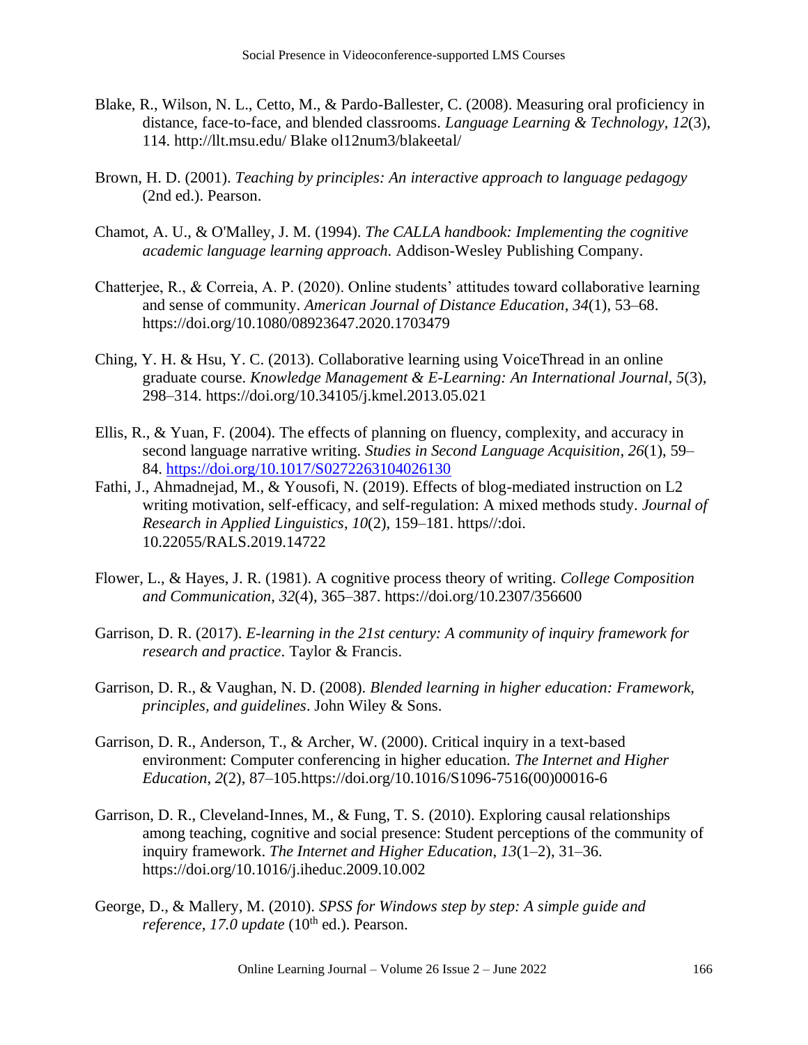Blake, R., Wilson, N. L., Cetto, M., & Pardo-Ballester, C. (2008). Measuring oral proficiency in distance, face-to-face, and blended classrooms. *Language Learning & Technology*, *12*(3), 114. http://llt.msu.edu/ Blake ol12num3/blakeetal/

Brown, H. D. (2001). *Teaching by principles: An interactive approach to language pedagogy* (2nd ed.). Pearson.

Chamot, A. U., & O'Malley, J. M. (1994). *The CALLA handbook: Implementing the cognitive academic language learning approach.* Addison-Wesley Publishing Company.

Chatterjee, R., & Correia, A. P. (2020). Online students' attitudes toward collaborative learning and sense of community. *American Journal of Distance Education*, *34*(1), 53–68. https://doi.org/10.1080/08923647.2020.1703479

Ching, Y. H. & Hsu, Y. C. (2013). Collaborative learning using VoiceThread in an online graduate course. *Knowledge Management & E-Learning: An International Journal*, *5*(3), 298–314. https://doi.org/10.34105/j.kmel.2013.05.021

Ellis, R., & Yuan, F. (2004). The effects of planning on fluency, complexity, and accuracy in second language narrative writing. *Studies in Second Language Acquisition*, *26*(1), 59–84. https://doi.org/10.1017/S0272263104026130

Fathi, J., Ahmadnejad, M., & Yousofi, N. (2019). Effects of blog-mediated instruction on L2 writing motivation, self-efficacy, and self-regulation: A mixed methods study. *Journal of Research in Applied Linguistics*, *10*(2), 159–181. https//:doi. 10.22055/RALS.2019.14722

Flower, L., & Hayes, J. R. (1981). A cognitive process theory of writing. *College Composition and Communication*, *32*(4), 365–387. https://doi.org/10.2307/356600

Garrison, D. R. (2017). *E-learning in the 21st century: A community of inquiry framework for research and practice*. Taylor & Francis.

Garrison, D. R., & Vaughan, N. D. (2008). *Blended learning in higher education: Framework, principles, and guidelines*. John Wiley & Sons.

Garrison, D. R., Anderson, T., & Archer, W. (2000). Critical inquiry in a text-based environment: Computer conferencing in higher education. *The Internet and Higher Education*, *2*(2), 87–105.https://doi.org/10.1016/S1096-7516(00)00016-6

Garrison, D. R., Cleveland-Innes, M., & Fung, T. S. (2010). Exploring causal relationships among teaching, cognitive and social presence: Student perceptions of the community of inquiry framework. *The Internet and Higher Education*, *13*(1–2), 31–36. https://doi.org/10.1016/j.iheduc.2009.10.002

George, D., & Mallery, M. (2010). *SPSS for Windows step by step: A simple guide and reference, 17.0 update* (10th ed.). Pearson.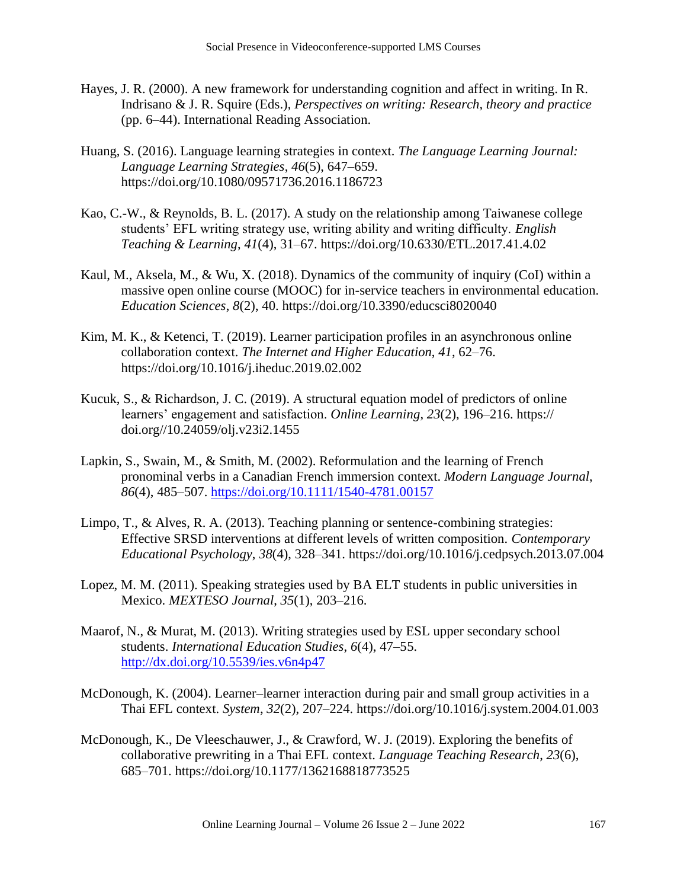Hayes, J. R. (2000). A new framework for understanding cognition and affect in writing. In R. Indrisano & J. R. Squire (Eds.), *Perspectives on writing: Research, theory and practice* (pp. 6–44). International Reading Association.

Huang, S. (2016). Language learning strategies in context. *The Language Learning Journal: Language Learning Strategies*, *46*(5), 647–659. https://doi.org/10.1080/09571736.2016.1186723

Kao, C.-W., & Reynolds, B. L. (2017). A study on the relationship among Taiwanese college students' EFL writing strategy use, writing ability and writing difficulty. *English Teaching & Learning*, *41*(4), 31–67. https://doi.org/10.6330/ETL.2017.41.4.02

Kaul, M., Aksela, M., & Wu, X. (2018). Dynamics of the community of inquiry (CoI) within a massive open online course (MOOC) for in-service teachers in environmental education. *Education Sciences*, *8*(2), 40. https://doi.org/10.3390/educsci8020040

Kim, M. K., & Ketenci, T. (2019). Learner participation profiles in an asynchronous online collaboration context. *The Internet and Higher Education*, *41*, 62–76. https://doi.org/10.1016/j.iheduc.2019.02.002

Kucuk, S., & Richardson, J. C. (2019). A structural equation model of predictors of online learners' engagement and satisfaction. *Online Learning*, *23*(2), 196–216. https:// doi.org//10.24059/olj.v23i2.1455

Lapkin, S., Swain, M., & Smith, M. (2002). Reformulation and the learning of French pronominal verbs in a Canadian French immersion context. *Modern Language Journal*, *86*(4), 485–507. https://doi.org/10.1111/1540-4781.00157

Limpo, T., & Alves, R. A. (2013). Teaching planning or sentence-combining strategies: Effective SRSD interventions at different levels of written composition. *Contemporary Educational Psychology*, *38*(4), 328–341. https://doi.org/10.1016/j.cedpsych.2013.07.004

Lopez, M. M. (2011). Speaking strategies used by BA ELT students in public universities in Mexico. *MEXTESO Journal*, *35*(1), 203–216.

Maarof, N., & Murat, M. (2013). Writing strategies used by ESL upper secondary school students. *International Education Studies*, *6*(4), 47–55. http://dx.doi.org/10.5539/ies.v6n4p47

McDonough, K. (2004). Learner–learner interaction during pair and small group activities in a Thai EFL context. *System*, *32*(2), 207–224. https://doi.org/10.1016/j.system.2004.01.003

McDonough, K., De Vleeschauwer, J., & Crawford, W. J. (2019). Exploring the benefits of collaborative prewriting in a Thai EFL context. *Language Teaching Research*, *23*(6), 685–701. https://doi.org/10.1177/1362168818773525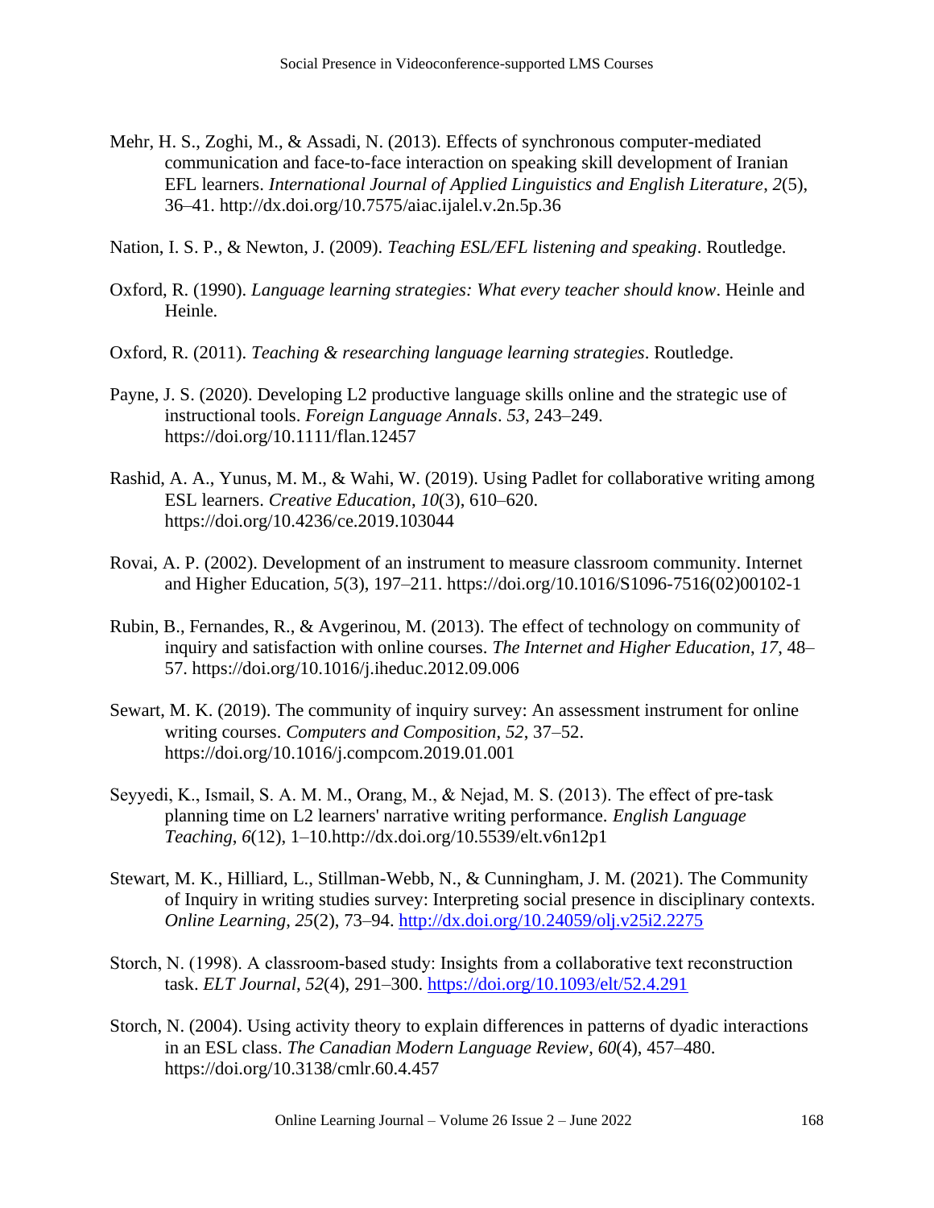Mehr, H. S., Zoghi, M., & Assadi, N. (2013). Effects of synchronous computer-mediated communication and face-to-face interaction on speaking skill development of Iranian EFL learners. *International Journal of Applied Linguistics and English Literature*, *2*(5), 36–41. http://dx.doi.org/10.7575/aiac.ijalel.v.2n.5p.36

Nation, I. S. P., & Newton, J. (2009). *Teaching ESL/EFL listening and speaking*. Routledge.

Oxford, R. (1990). *Language learning strategies: What every teacher should know*. Heinle and Heinle.

Oxford, R. (2011). *Teaching & researching language learning strategies*. Routledge.

Payne, J. S. (2020). Developing L2 productive language skills online and the strategic use of instructional tools. *Foreign Language Annals*. *53*, 243–249. https://doi.org/10.1111/flan.12457

Rashid, A. A., Yunus, M. M., & Wahi, W. (2019). Using Padlet for collaborative writing among ESL learners. *Creative Education*, *10*(3), 610–620. https://doi.org/10.4236/ce.2019.103044

Rovai, A. P. (2002). Development of an instrument to measure classroom community. Internet and Higher Education, *5*(3), 197–211. https://doi.org/10.1016/S1096-7516(02)00102-1

Rubin, B., Fernandes, R., & Avgerinou, M. (2013). The effect of technology on community of inquiry and satisfaction with online courses. *The Internet and Higher Education*, *17*, 48–57. https://doi.org/10.1016/j.iheduc.2012.09.006

Sewart, M. K. (2019). The community of inquiry survey: An assessment instrument for online writing courses. *Computers and Composition*, *52*, 37–52. https://doi.org/10.1016/j.compcom.2019.01.001

Seyyedi, K., Ismail, S. A. M. M., Orang, M., & Nejad, M. S. (2013). The effect of pre-task planning time on L2 learners' narrative writing performance. *English Language Teaching*, *6*(12), 1–10.http://dx.doi.org/10.5539/elt.v6n12p1

Stewart, M. K., Hilliard, L., Stillman-Webb, N., & Cunningham, J. M. (2021). The Community of Inquiry in writing studies survey: Interpreting social presence in disciplinary contexts. *Online Learning*, *25*(2), 73–94. http://dx.doi.org/10.24059/olj.v25i2.2275

Storch, N. (1998). A classroom-based study: Insights from a collaborative text reconstruction task. *ELT Journal*, *52*(4), 291–300. https://doi.org/10.1093/elt/52.4.291

Storch, N. (2004). Using activity theory to explain differences in patterns of dyadic interactions in an ESL class. *The Canadian Modern Language Review*, *60*(4), 457–480. https://doi.org/10.3138/cmlr.60.4.457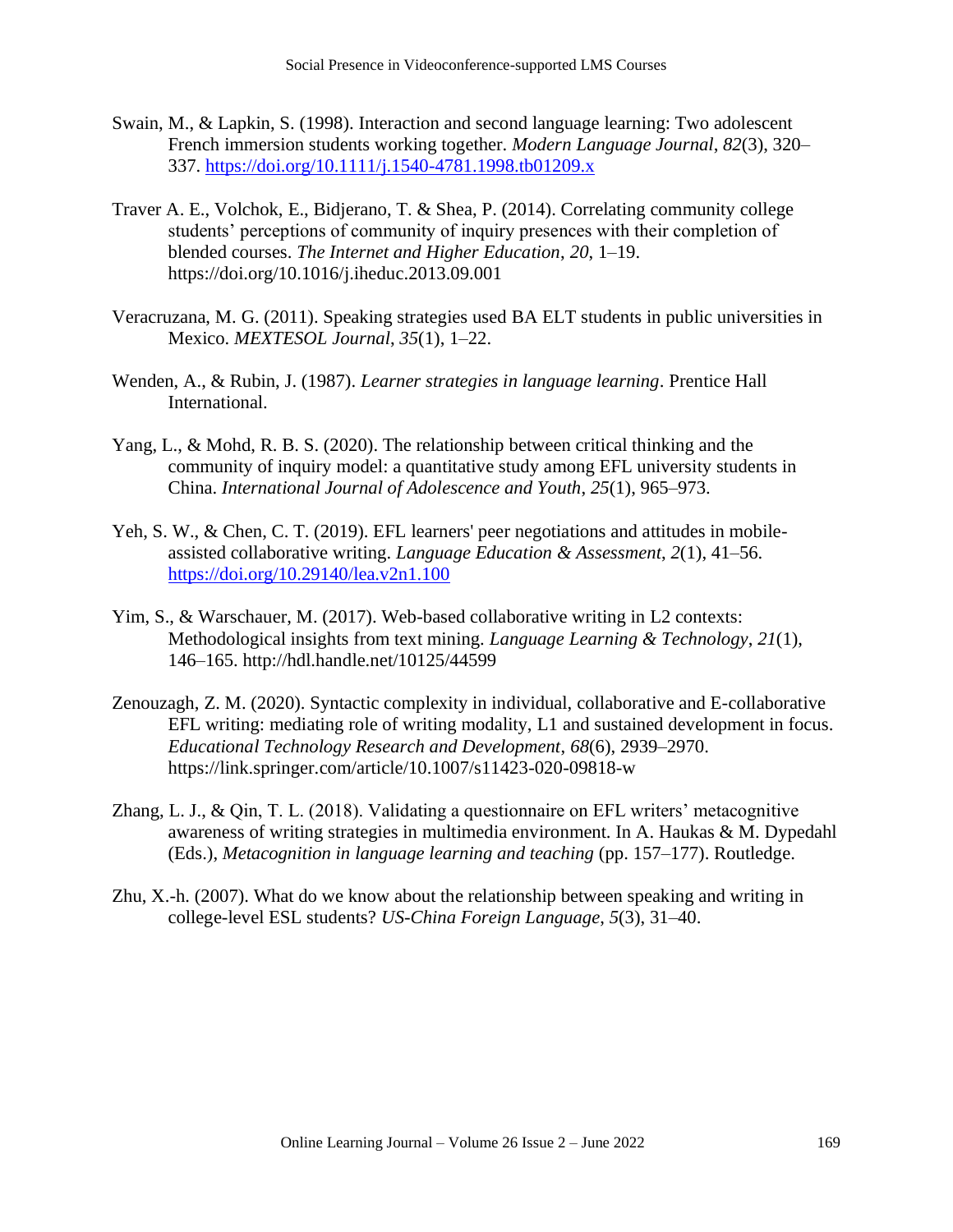Swain, M., & Lapkin, S. (1998). Interaction and second language learning: Two adolescent French immersion students working together. *Modern Language Journal*, *82*(3), 320–337. https://doi.org/10.1111/j.1540-4781.1998.tb01209.x

Traver A. E., Volchok, E., Bidjerano, T. & Shea, P. (2014). Correlating community college students' perceptions of community of inquiry presences with their completion of blended courses. *The Internet and Higher Education*, *20*, 1–19. https://doi.org/10.1016/j.iheduc.2013.09.001

Veracruzana, M. G. (2011). Speaking strategies used BA ELT students in public universities in Mexico. *MEXTESOL Journal*, *35*(1), 1–22.

Wenden, A., & Rubin, J. (1987). *Learner strategies in language learning*. Prentice Hall International.

Yang, L., & Mohd, R. B. S. (2020). The relationship between critical thinking and the community of inquiry model: a quantitative study among EFL university students in China. *International Journal of Adolescence and Youth*, *25*(1), 965–973.

Yeh, S. W., & Chen, C. T. (2019). EFL learners' peer negotiations and attitudes in mobile-assisted collaborative writing. *Language Education & Assessment*, *2*(1), 41–56. https://doi.org/10.29140/lea.v2n1.100

Yim, S., & Warschauer, M. (2017). Web-based collaborative writing in L2 contexts: Methodological insights from text mining. *Language Learning & Technology*, *21*(1), 146–165. http://hdl.handle.net/10125/44599

Zenouzagh, Z. M. (2020). Syntactic complexity in individual, collaborative and E-collaborative EFL writing: mediating role of writing modality, L1 and sustained development in focus. *Educational Technology Research and Development*, *68*(6), 2939–2970. https://link.springer.com/article/10.1007/s11423-020-09818-w

Zhang, L. J., & Qin, T. L. (2018). Validating a questionnaire on EFL writers' metacognitive awareness of writing strategies in multimedia environment. In A. Haukas & M. Dypedahl (Eds.), *Metacognition in language learning and teaching* (pp. 157–177). Routledge.

Zhu, X.-h. (2007). What do we know about the relationship between speaking and writing in college-level ESL students? *US-China Foreign Language*, *5*(3), 31–40.